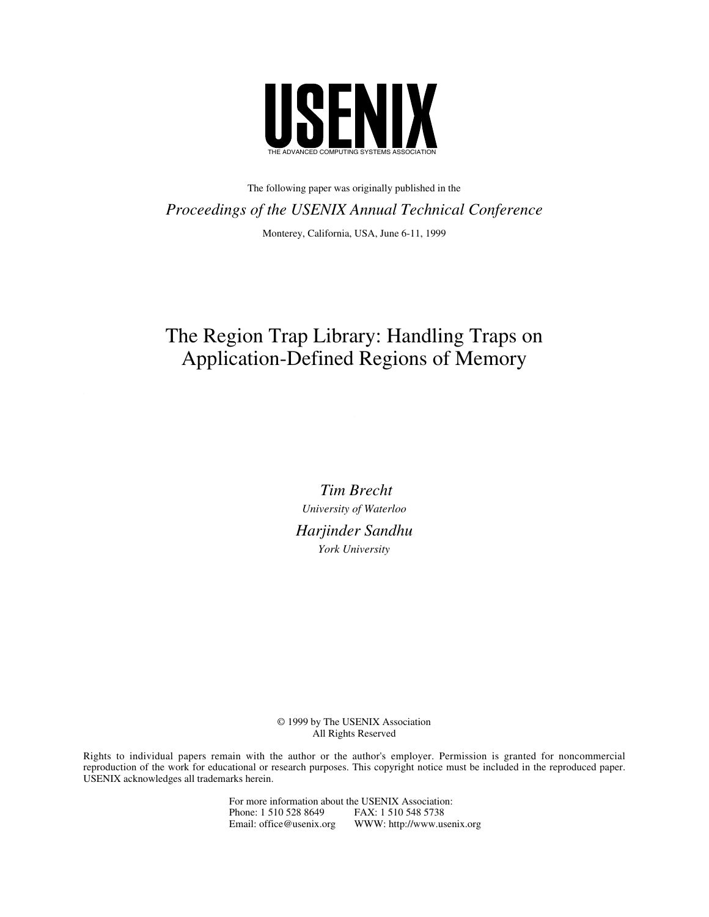# USENIX

THE ADVANCED COMPUTING SYSTEMS ASSOCIATION

The following paper was originally published in the

*Proceedings of the USENIX Annual Technical Conference*

Monterey, California, USA, June 6-11, 1999

# The Region Trap Library: Handling Traps on Application-Defined Regions of Memory

*Tim Brecht*
*University of Waterloo*

*Harjinder Sandhu*
*York University*

© 1999 by The USENIX Association
All Rights Reserved

Rights to individual papers remain with the author or the author's employer. Permission is granted for noncommercial reproduction of the work for educational or research purposes. This copyright notice must be included in the reproduced paper. USENIX acknowledges all trademarks herein.

For more information about the USENIX Association:
Phone: 1 510 528 8649 FAX: 1 510 548 5738
Email: office@usenix.org WWW: http://www.usenix.org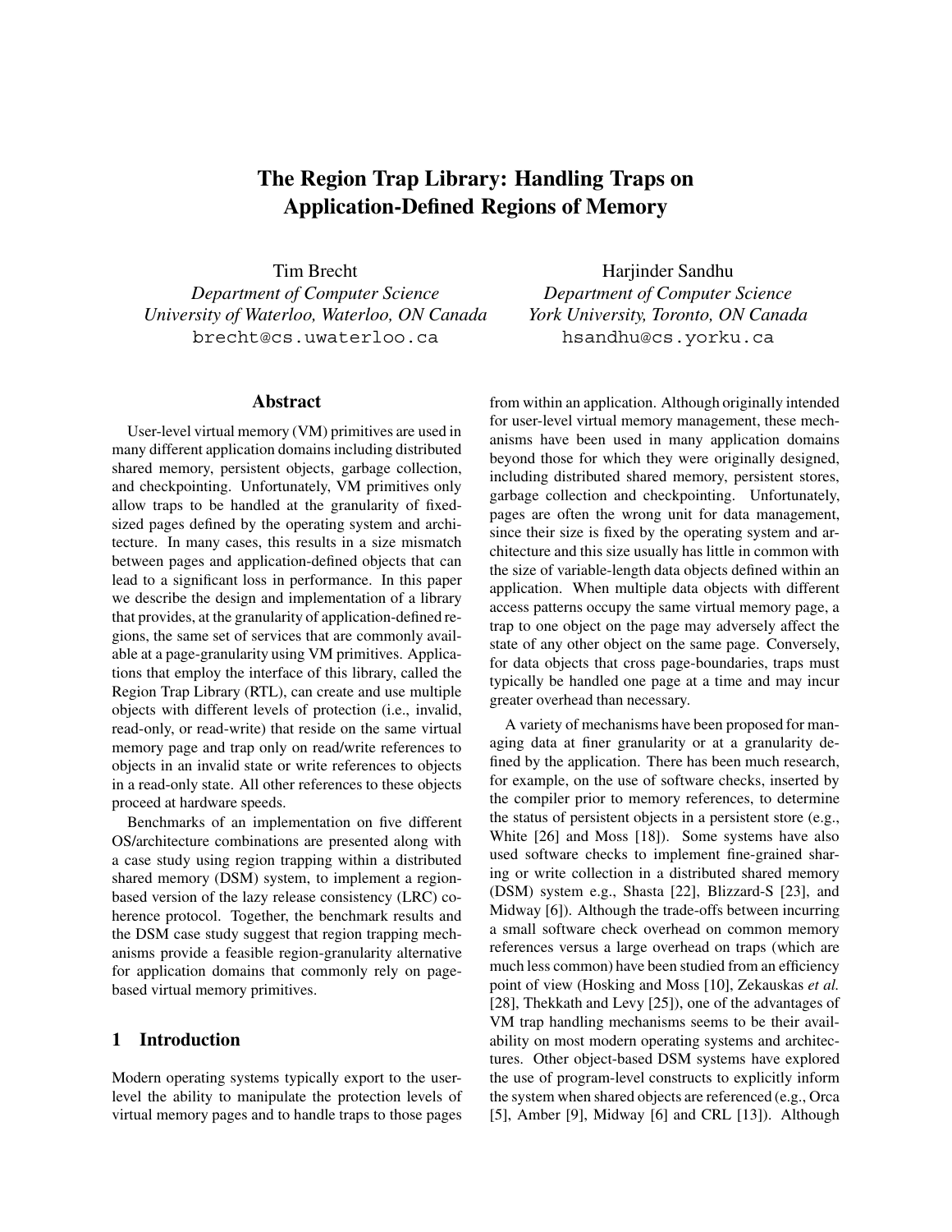# The Region Trap Library: Handling Traps on Application-Defined Regions of Memory

Tim Brecht
*Department of Computer Science*
*University of Waterloo, Waterloo, ON Canada*
brecht@cs.uwaterloo.ca

Harjinder Sandhu
*Department of Computer Science*
*York University, Toronto, ON Canada*
hsandhu@cs.yorku.ca

## Abstract

User-level virtual memory (VM) primitives are used in many different application domains including distributed shared memory, persistent objects, garbage collection, and checkpointing. Unfortunately, VM primitives only allow traps to be handled at the granularity of fixed-sized pages defined by the operating system and architecture. In many cases, this results in a size mismatch between pages and application-defined objects that can lead to a significant loss in performance. In this paper we describe the design and implementation of a library that provides, at the granularity of application-defined regions, the same set of services that are commonly available at a page-granularity using VM primitives. Applications that employ the interface of this library, called the Region Trap Library (RTL), can create and use multiple objects with different levels of protection (i.e., invalid, read-only, or read-write) that reside on the same virtual memory page and trap only on read/write references to objects in an invalid state or write references to objects in a read-only state. All other references to these objects proceed at hardware speeds.

Benchmarks of an implementation on five different OS/architecture combinations are presented along with a case study using region trapping within a distributed shared memory (DSM) system, to implement a region-based version of the lazy release consistency (LRC) coherence protocol. Together, the benchmark results and the DSM case study suggest that region trapping mechanisms provide a feasible region-granularity alternative for application domains that commonly rely on page-based virtual memory primitives.

## 1 Introduction

Modern operating systems typically export to the user-level the ability to manipulate the protection levels of virtual memory pages and to handle traps to those pages from within an application. Although originally intended for user-level virtual memory management, these mechanisms have been used in many application domains beyond those for which they were originally designed, including distributed shared memory, persistent stores, garbage collection and checkpointing. Unfortunately, pages are often the wrong unit for data management, since their size is fixed by the operating system and architecture and this size usually has little in common with the size of variable-length data objects defined within an application. When multiple data objects with different access patterns occupy the same virtual memory page, a trap to one object on the page may adversely affect the state of any other object on the same page. Conversely, for data objects that cross page-boundaries, traps must typically be handled one page at a time and may incur greater overhead than necessary.

A variety of mechanisms have been proposed for managing data at finer granularity or at a granularity defined by the application. There has been much research, for example, on the use of software checks, inserted by the compiler prior to memory references, to determine the status of persistent objects in a persistent store (e.g., White [26] and Moss [18]). Some systems have also used software checks to implement fine-grained sharing or write collection in a distributed shared memory (DSM) system e.g., Shasta [22], Blizzard-S [23], and Midway [6]). Although the trade-offs between incurring a small software check overhead on common memory references versus a large overhead on traps (which are much less common) have been studied from an efficiency point of view (Hosking and Moss [10], Zekauskas *et al.* [28], Thekkath and Levy [25]), one of the advantages of VM trap handling mechanisms seems to be their availability on most modern operating systems and architectures. Other object-based DSM systems have explored the use of program-level constructs to explicitly inform the system when shared objects are referenced (e.g., Orca [5], Amber [9], Midway [6] and CRL [13]). Although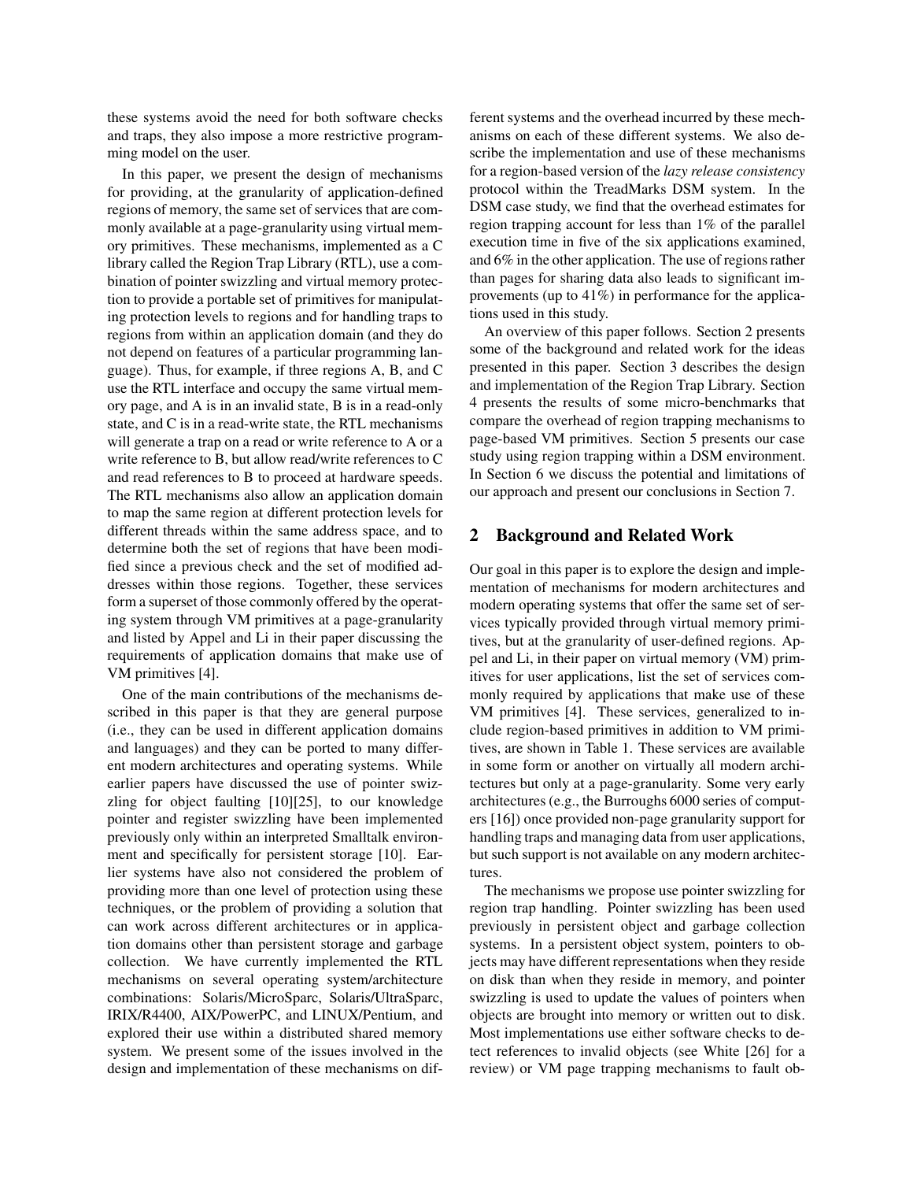these systems avoid the need for both software checks and traps, they also impose a more restrictive programming model on the user.

In this paper, we present the design of mechanisms for providing, at the granularity of application-defined regions of memory, the same set of services that are commonly available at a page-granularity using virtual memory primitives. These mechanisms, implemented as a C library called the Region Trap Library (RTL), use a combination of pointer swizzling and virtual memory protection to provide a portable set of primitives for manipulating protection levels to regions and for handling traps to regions from within an application domain (and they do not depend on features of a particular programming language). Thus, for example, if three regions A, B, and C use the RTL interface and occupy the same virtual memory page, and A is in an invalid state, B is in a read-only state, and C is in a read-write state, the RTL mechanisms will generate a trap on a read or write reference to A or a write reference to B, but allow read/write references to C and read references to B to proceed at hardware speeds. The RTL mechanisms also allow an application domain to map the same region at different protection levels for different threads within the same address space, and to determine both the set of regions that have been modified since a previous check and the set of modified addresses within those regions. Together, these services form a superset of those commonly offered by the operating system through VM primitives at a page-granularity and listed by Appel and Li in their paper discussing the requirements of application domains that make use of VM primitives [4].

One of the main contributions of the mechanisms described in this paper is that they are general purpose (i.e., they can be used in different application domains and languages) and they can be ported to many different modern architectures and operating systems. While earlier papers have discussed the use of pointer swizzling for object faulting [10][25], to our knowledge pointer and register swizzling have been implemented previously only within an interpreted Smalltalk environment and specifically for persistent storage [10]. Earlier systems have also not considered the problem of providing more than one level of protection using these techniques, or the problem of providing a solution that can work across different architectures or in application domains other than persistent storage and garbage collection. We have currently implemented the RTL mechanisms on several operating system/architecture combinations: Solaris/MicroSparc, Solaris/UltraSparc, IRIX/R4400, AIX/PowerPC, and LINUX/Pentium, and explored their use within a distributed shared memory system. We present some of the issues involved in the design and implementation of these mechanisms on different systems and the overhead incurred by these mechanisms on each of these different systems. We also describe the implementation and use of these mechanisms for a region-based version of the *lazy release consistency* protocol within the TreadMarks DSM system. In the DSM case study, we find that the overhead estimates for region trapping account for less than 1% of the parallel execution time in five of the six applications examined, and 6% in the other application. The use of regions rather than pages for sharing data also leads to significant improvements (up to 41%) in performance for the applications used in this study.

An overview of this paper follows. Section 2 presents some of the background and related work for the ideas presented in this paper. Section 3 describes the design and implementation of the Region Trap Library. Section 4 presents the results of some micro-benchmarks that compare the overhead of region trapping mechanisms to page-based VM primitives. Section 5 presents our case study using region trapping within a DSM environment. In Section 6 we discuss the potential and limitations of our approach and present our conclusions in Section 7.

## 2 Background and Related Work

Our goal in this paper is to explore the design and implementation of mechanisms for modern architectures and modern operating systems that offer the same set of services typically provided through virtual memory primitives, but at the granularity of user-defined regions. Appel and Li, in their paper on virtual memory (VM) primitives for user applications, list the set of services commonly required by applications that make use of these VM primitives [4]. These services, generalized to include region-based primitives in addition to VM primitives, are shown in Table 1. These services are available in some form or another on virtually all modern architectures but only at a page-granularity. Some very early architectures (e.g., the Burroughs 6000 series of computers [16]) once provided non-page granularity support for handling traps and managing data from user applications, but such support is not available on any modern architectures.

The mechanisms we propose use pointer swizzling for region trap handling. Pointer swizzling has been used previously in persistent object and garbage collection systems. In a persistent object system, pointers to objects may have different representations when they reside on disk than when they reside in memory, and pointer swizzling is used to update the values of pointers when objects are brought into memory or written out to disk. Most implementations use either software checks to detect references to invalid objects (see White [26] for a review) or VM page trapping mechanisms to fault ob-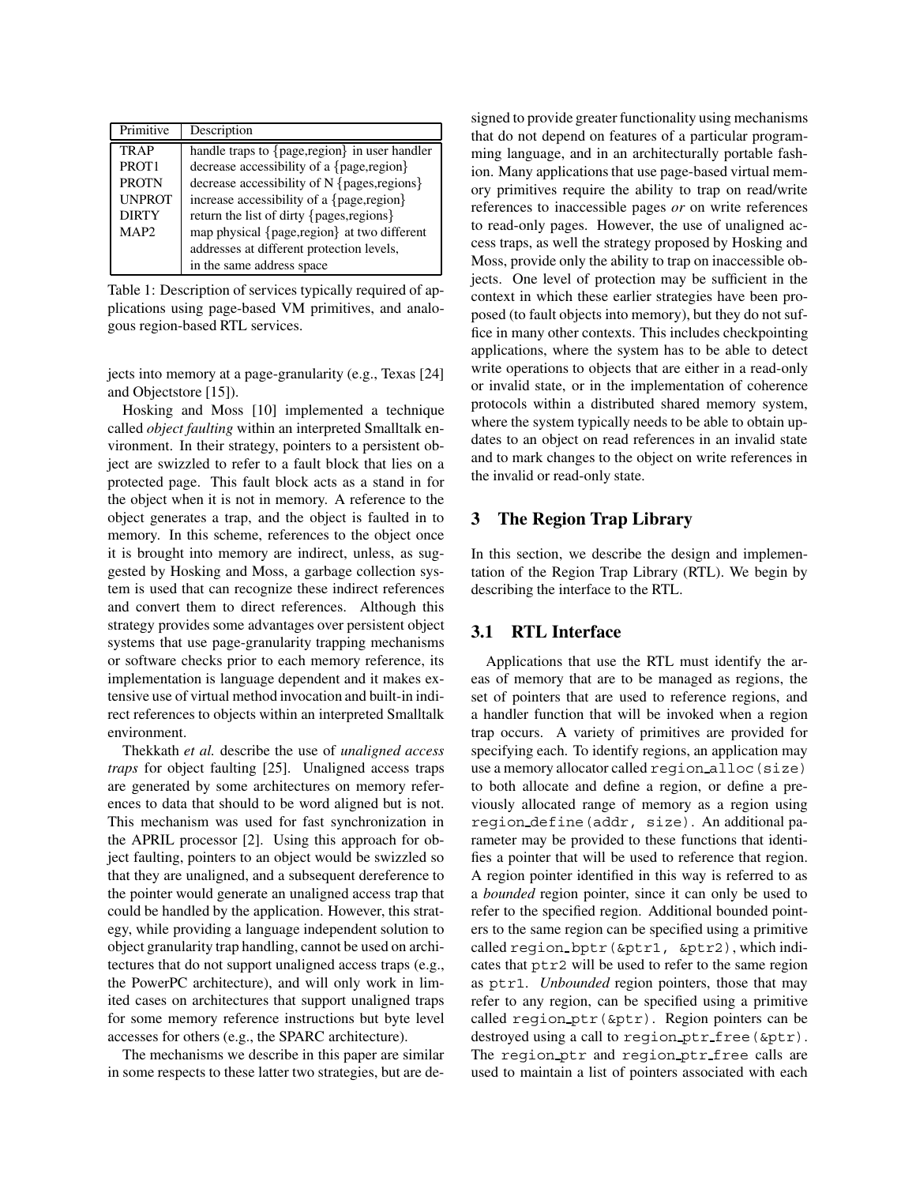| Primitive | Description |
|---|---|
| TRAP | handle traps to {page,region} in user handler |
| PROT1 | decrease accessibility of a {page,region} |
| PROTN | decrease accessibility of N {pages,regions} |
| UNPROT | increase accessibility of a {page,region} |
| DIRTY | return the list of dirty {pages,regions} |
| MAP2 | map physical {page,region} at two different addresses at different protection levels, in the same address space |

Table 1: Description of services typically required of applications using page-based VM primitives, and analogous region-based RTL services.

jects into memory at a page-granularity (e.g., Texas [24] and Objectstore [15]).

Hosking and Moss [10] implemented a technique called *object faulting* within an interpreted Smalltalk environment. In their strategy, pointers to a persistent object are swizzled to refer to a fault block that lies on a protected page. This fault block acts as a stand in for the object when it is not in memory. A reference to the object generates a trap, and the object is faulted in to memory. In this scheme, references to the object once it is brought into memory are indirect, unless, as suggested by Hosking and Moss, a garbage collection system is used that can recognize these indirect references and convert them to direct references. Although this strategy provides some advantages over persistent object systems that use page-granularity trapping mechanisms or software checks prior to each memory reference, its implementation is language dependent and it makes extensive use of virtual method invocation and built-in indirect references to objects within an interpreted Smalltalk environment.

Thekkath *et al.* describe the use of *unaligned access traps* for object faulting [25]. Unaligned access traps are generated by some architectures on memory references to data that should to be word aligned but is not. This mechanism was used for fast synchronization in the APRIL processor [2]. Using this approach for object faulting, pointers to an object would be swizzled so that they are unaligned, and a subsequent dereference to the pointer would generate an unaligned access trap that could be handled by the application. However, this strategy, while providing a language independent solution to object granularity trap handling, cannot be used on architectures that do not support unaligned access traps (e.g., the PowerPC architecture), and will only work in limited cases on architectures that support unaligned traps for some memory reference instructions but byte level accesses for others (e.g., the SPARC architecture).

The mechanisms we describe in this paper are similar in some respects to these latter two strategies, but are designed to provide greater functionality using mechanisms that do not depend on features of a particular programming language, and in an architecturally portable fashion. Many applications that use page-based virtual memory primitives require the ability to trap on read/write references to inaccessible pages *or* on write references to read-only pages. However, the use of unaligned access traps, as well the strategy proposed by Hosking and Moss, provide only the ability to trap on inaccessible objects. One level of protection may be sufficient in the context in which these earlier strategies have been proposed (to fault objects into memory), but they do not suffice in many other contexts. This includes checkpointing applications, where the system has to be able to detect write operations to objects that are either in a read-only or invalid state, or in the implementation of coherence protocols within a distributed shared memory system, where the system typically needs to be able to obtain updates to an object on read references in an invalid state and to mark changes to the object on write references in the invalid or read-only state.

## 3 The Region Trap Library

In this section, we describe the design and implementation of the Region Trap Library (RTL). We begin by describing the interface to the RTL.

### 3.1 RTL Interface

Applications that use the RTL must identify the areas of memory that are to be managed as regions, the set of pointers that are used to reference regions, and a handler function that will be invoked when a region trap occurs. A variety of primitives are provided for specifying each. To identify regions, an application may use a memory allocator called `region_alloc(size)` to both allocate and define a region, or define a previously allocated range of memory as a region using `region_define(addr, size)`. An additional parameter may be provided to these functions that identifies a pointer that will be used to reference that region. A region pointer identified in this way is referred to as a *bounded* region pointer, since it can only be used to refer to the specified region. Additional bounded pointers to the same region can be specified using a primitive called `region_bptr(&ptr1, &ptr2)`, which indicates that `ptr2` will be used to refer to the same region as `ptr1`. *Unbounded* region pointers, those that may refer to any region, can be specified using a primitive called `region_ptr(&ptr)`. Region pointers can be destroyed using a call to `region_ptr_free(&ptr)`. The `region_ptr` and `region_ptr_free` calls are used to maintain a list of pointers associated with each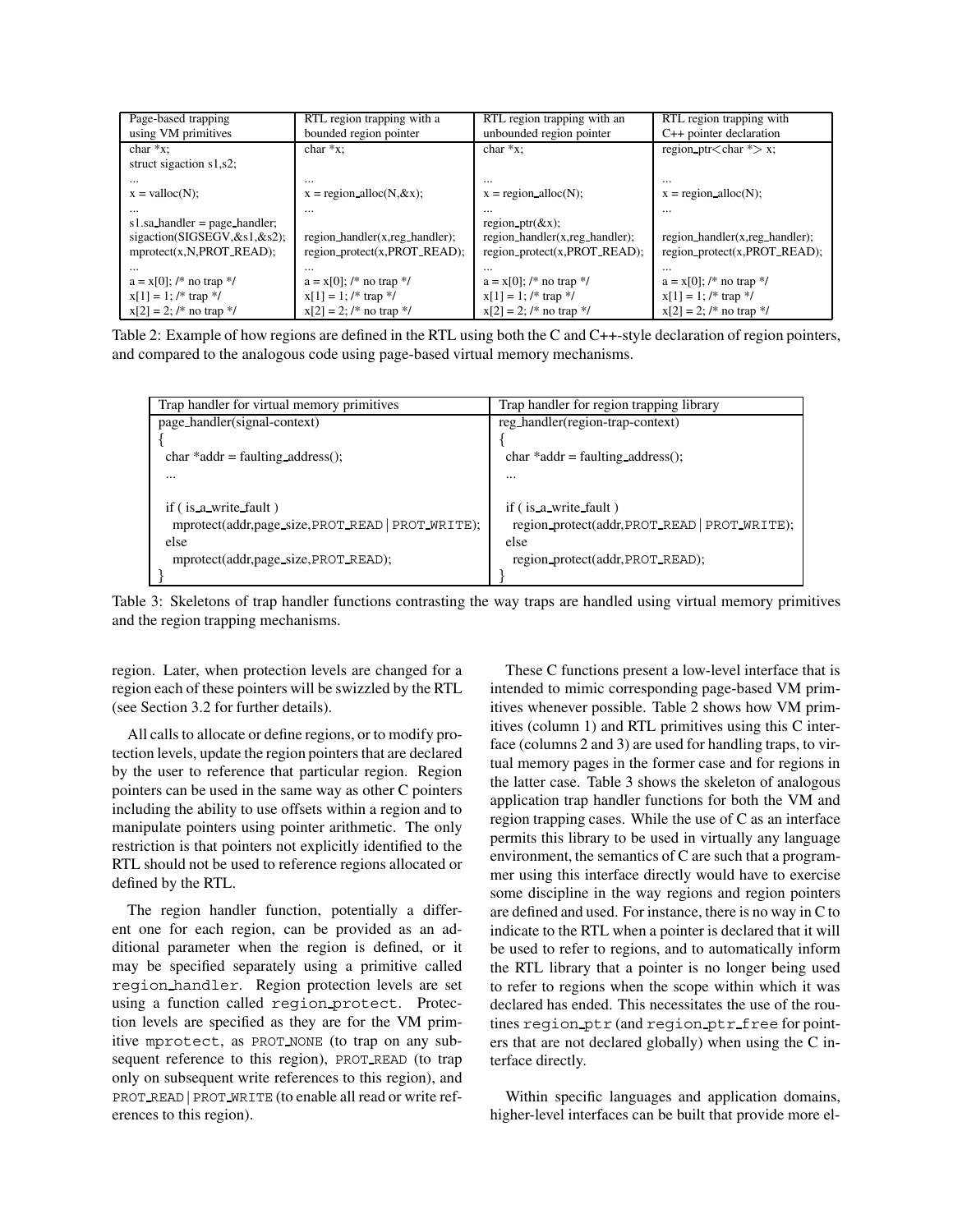| Page-based trapping using VM primitives | RTL region trapping with a bounded region pointer | RTL region trapping with an unbounded region pointer | RTL region trapping with C++ pointer declaration |
|---|---|---|---|
| char *x; | char *x; | char *x; | region_ptr<char *> x; |
| struct sigaction s1,s2; | | | |
| ... | ... | ... | ... |
| x = valloc(N); | x = region_alloc(N,&x); | x = region_alloc(N); | x = region_alloc(N); |
| ... | ... | ... | ... |
| s1.sa_handler = page_handler; | | region_ptr(&x); | |
| sigaction(SIGSEGV,&s1,&s2); | region_handler(x,reg_handler); | region_handler(x,reg_handler); | region_handler(x,reg_handler); |
| mprotect(x,N,PROT_READ); | region_protect(x,PROT_READ); | region_protect(x,PROT_READ); | region_protect(x,PROT_READ); |
| ... | ... | ... | ... |
| a = x[0]; /* no trap */ | a = x[0]; /* no trap */ | a = x[0]; /* no trap */ | a = x[0]; /* no trap */ |
| x[1] = 1; /* trap */ | x[1] = 1; /* trap */ | x[1] = 1; /* trap */ | x[1] = 1; /* trap */ |
| x[2] = 2; /* no trap */ | x[2] = 2; /* no trap */ | x[2] = 2; /* no trap */ | x[2] = 2; /* no trap */ |

Table 2: Example of how regions are defined in the RTL using both the C and C++-style declaration of region pointers, and compared to the analogous code using page-based virtual memory mechanisms.

| Trap handler for virtual memory primitives | Trap handler for region trapping library |
|---|---|
| page_handler(signal-context) | reg_handler(region-trap-context) |
| { | { |
| char *addr = faulting_address(); | char *addr = faulting_address(); |
| ... | ... |
| if ( is_a_write_fault ) | if ( is_a_write_fault ) |
| mprotect(addr,page_size,PROT_READ \| PROT_WRITE); | region_protect(addr,PROT_READ \| PROT_WRITE); |
| else | else |
| mprotect(addr,page_size,PROT_READ); | region_protect(addr,PROT_READ); |
| } | } |

Table 3: Skeletons of trap handler functions contrasting the way traps are handled using virtual memory primitives and the region trapping mechanisms.

region. Later, when protection levels are changed for a region each of these pointers will be swizzled by the RTL (see Section 3.2 for further details).

All calls to allocate or define regions, or to modify protection levels, update the region pointers that are declared by the user to reference that particular region. Region pointers can be used in the same way as other C pointers including the ability to use offsets within a region and to manipulate pointers using pointer arithmetic. The only restriction is that pointers not explicitly identified to the RTL should not be used to reference regions allocated or defined by the RTL.

The region handler function, potentially a different one for each region, can be provided as an additional parameter when the region is defined, or it may be specified separately using a primitive called `region_handler`. Region protection levels are set using a function called `region_protect`. Protection levels are specified as they are for the VM primitive `mprotect`, as `PROT_NONE` (to trap on any subsequent reference to this region), `PROT_READ` (to trap only on subsequent write references to this region), and `PROT_READ | PROT_WRITE` (to enable all read or write references to this region).

These C functions present a low-level interface that is intended to mimic corresponding page-based VM primitives whenever possible. Table 2 shows how VM primitives (column 1) and RTL primitives using this C interface (columns 2 and 3) are used for handling traps, to virtual memory pages in the former case and for regions in the latter case. Table 3 shows the skeleton of analogous application trap handler functions for both the VM and region trapping cases. While the use of C as an interface permits this library to be used in virtually any language environment, the semantics of C are such that a programmer using this interface directly would have to exercise some discipline in the way regions and region pointers are defined and used. For instance, there is no way in C to indicate to the RTL when a pointer is declared that it will be used to refer to regions, and to automatically inform the RTL library that a pointer is no longer being used to refer to regions when the scope within which it was declared has ended. This necessitates the use of the routines `region_ptr` (and `region_ptr_free` for pointers that are not declared globally) when using the C interface directly.

Within specific languages and application domains, higher-level interfaces can be built that provide more el-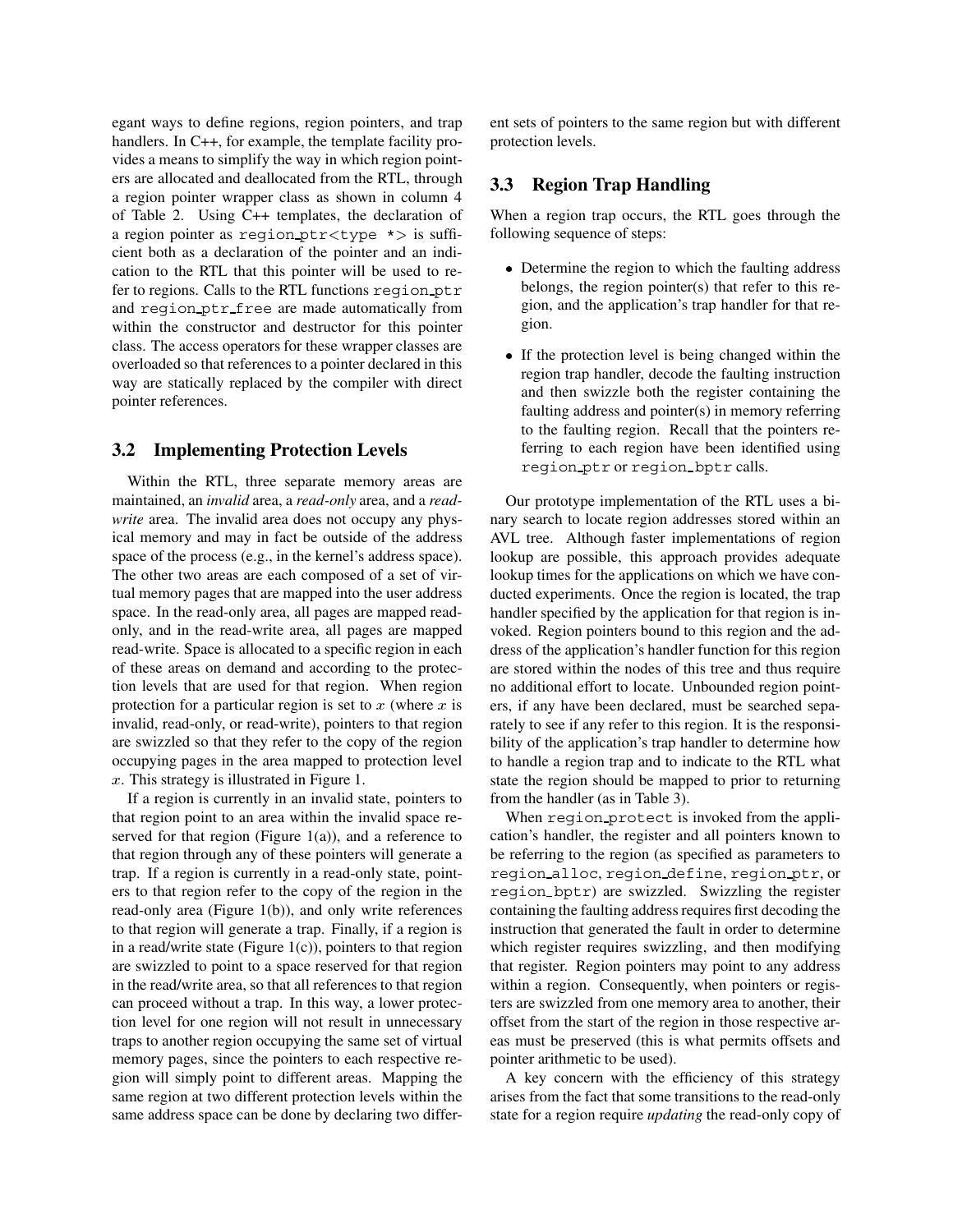egant ways to define regions, region pointers, and trap handlers. In C++, for example, the template facility provides a means to simplify the way in which region pointers are allocated and deallocated from the RTL, through a region pointer wrapper class as shown in column 4 of Table 2. Using C++ templates, the declaration of a region pointer as `region_ptr<type *>` is sufficient both as a declaration of the pointer and an indication to the RTL that this pointer will be used to refer to regions. Calls to the RTL functions `region_ptr` and `region_ptr_free` are made automatically from within the constructor and destructor for this pointer class. The access operators for these wrapper classes are overloaded so that references to a pointer declared in this way are statically replaced by the compiler with direct pointer references.

### 3.2 Implementing Protection Levels

Within the RTL, three separate memory areas are maintained, an *invalid* area, a *read-only* area, and a *read-write* area. The invalid area does not occupy any physical memory and may in fact be outside of the address space of the process (e.g., in the kernel's address space). The other two areas are each composed of a set of virtual memory pages that are mapped into the user address space. In the read-only area, all pages are mapped read-only, and in the read-write area, all pages are mapped read-write. Space is allocated to a specific region in each of these areas on demand and according to the protection levels that are used for that region. When region protection for a particular region is set to $x$ (where $x$ is invalid, read-only, or read-write), pointers to that region are swizzled so that they refer to the copy of the region occupying pages in the area mapped to protection level $x$. This strategy is illustrated in Figure 1.

If a region is currently in an invalid state, pointers to that region point to an area within the invalid space reserved for that region (Figure 1(a)), and a reference to that region through any of these pointers will generate a trap. If a region is currently in a read-only state, pointers to that region refer to the copy of the region in the read-only area (Figure 1(b)), and only write references to that region will generate a trap. Finally, if a region is in a read/write state (Figure 1(c)), pointers to that region are swizzled to point to a space reserved for that region in the read/write area, so that all references to that region can proceed without a trap. In this way, a lower protection level for one region will not result in unnecessary traps to another region occupying the same set of virtual memory pages, since the pointers to each respective region will simply point to different areas. Mapping the same region at two different protection levels within the same address space can be done by declaring two different sets of pointers to the same region but with different protection levels.

### 3.3 Region Trap Handling

When a region trap occurs, the RTL goes through the following sequence of steps:

- Determine the region to which the faulting address belongs, the region pointer(s) that refer to this region, and the application's trap handler for that region.
- If the protection level is being changed within the region trap handler, decode the faulting instruction and then swizzle both the register containing the faulting address and pointer(s) in memory referring to the faulting region. Recall that the pointers referring to each region have been identified using `region_ptr` or `region_bptr` calls.

Our prototype implementation of the RTL uses a binary search to locate region addresses stored within an AVL tree. Although faster implementations of region lookup are possible, this approach provides adequate lookup times for the applications on which we have conducted experiments. Once the region is located, the trap handler specified by the application for that region is invoked. Region pointers bound to this region and the address of the application's handler function for this region are stored within the nodes of this tree and thus require no additional effort to locate. Unbounded region pointers, if any have been declared, must be searched separately to see if any refer to this region. It is the responsibility of the application's trap handler to determine how to handle a region trap and to indicate to the RTL what state the region should be mapped to prior to returning from the handler (as in Table 3).

When `region_protect` is invoked from the application's handler, the register and all pointers known to be referring to the region (as specified as parameters to `region_alloc`, `region_define`, `region_ptr`, or `region_bptr`) are swizzled. Swizzling the register containing the faulting address requires first decoding the instruction that generated the fault in order to determine which register requires swizzling, and then modifying that register. Region pointers may point to any address within a region. Consequently, when pointers or registers are swizzled from one memory area to another, their offset from the start of the region in those respective areas must be preserved (this is what permits offsets and pointer arithmetic to be used).

A key concern with the efficiency of this strategy arises from the fact that some transitions to the read-only state for a region require *updating* the read-only copy of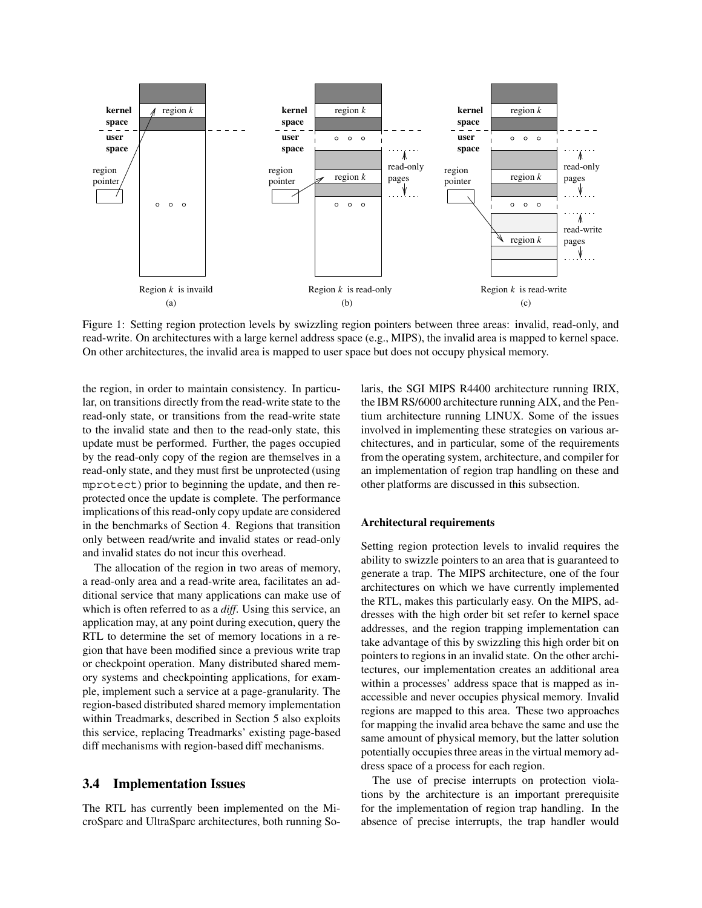Figure 1: Setting region protection levels by swizzling region pointers between three areas: invalid, read-only, and read-write. On architectures with a large kernel address space (e.g., MIPS), the invalid area is mapped to kernel space. On other architectures, the invalid area is mapped to user space but does not occupy physical memory.

the region, in order to maintain consistency. In particular, on transitions directly from the read-write state to the read-only state, or transitions from the read-write state to the invalid state and then to the read-only state, this update must be performed. Further, the pages occupied by the read-only copy of the region are themselves in a read-only state, and they must first be unprotected (using `mprotect`) prior to beginning the update, and then reprotected once the update is complete. The performance implications of this read-only copy update are considered in the benchmarks of Section 4. Regions that transition only between read/write and invalid states or read-only and invalid states do not incur this overhead.

The allocation of the region in two areas of memory, a read-only area and a read-write area, facilitates an additional service that many applications can make use of which is often referred to as a *diff*. Using this service, an application may, at any point during execution, query the RTL to determine the set of memory locations in a region that have been modified since a previous write trap or checkpoint operation. Many distributed shared memory systems and checkpointing applications, for example, implement such a service at a page-granularity. The region-based distributed shared memory implementation within Treadmarks, described in Section 5 also exploits this service, replacing Treadmarks' existing page-based diff mechanisms with region-based diff mechanisms.

## 3.4 Implementation Issues

The RTL has currently been implemented on the MicroSparc and UltraSparc architectures, both running Solaris, the SGI MIPS R4400 architecture running IRIX, the IBM RS/6000 architecture running AIX, and the Pentium architecture running LINUX. Some of the issues involved in implementing these strategies on various architectures, and in particular, some of the requirements from the operating system, architecture, and compiler for an implementation of region trap handling on these and other platforms are discussed in this subsection.

#### Architectural requirements

Setting region protection levels to invalid requires the ability to swizzle pointers to an area that is guaranteed to generate a trap. The MIPS architecture, one of the four architectures on which we have currently implemented the RTL, makes this particularly easy. On the MIPS, addresses with the high order bit set refer to kernel space addresses, and the region trapping implementation can take advantage of this by swizzling this high order bit on pointers to regions in an invalid state. On the other architectures, our implementation creates an additional area within a processes' address space that is mapped as inaccessible and never occupies physical memory. Invalid regions are mapped to this area. These two approaches for mapping the invalid area behave the same and use the same amount of physical memory, but the latter solution potentially occupies three areas in the virtual memory address space of a process for each region.

The use of precise interrupts on protection violations by the architecture is an important prerequisite for the implementation of region trap handling. In the absence of precise interrupts, the trap handler would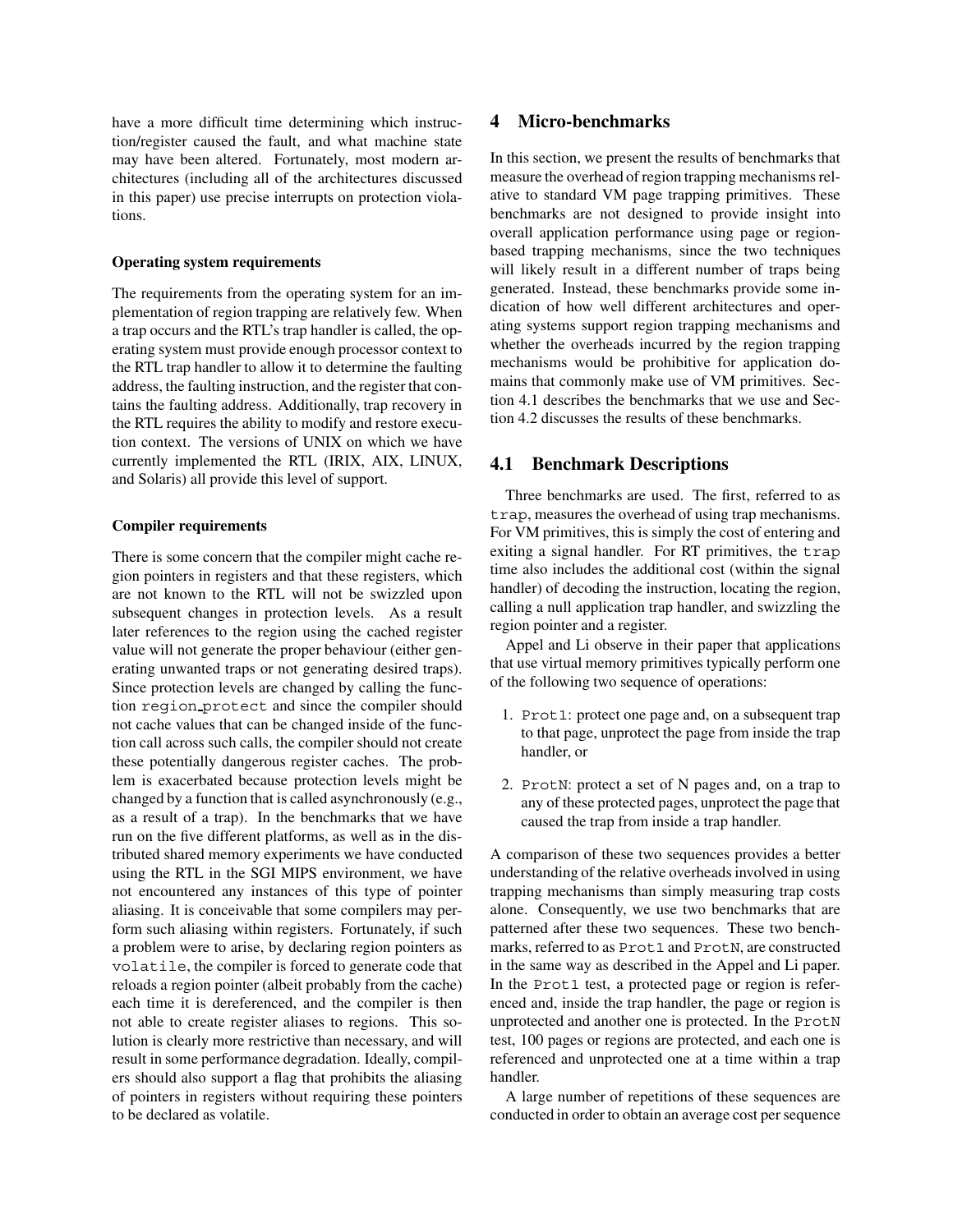have a more difficult time determining which instruction/register caused the fault, and what machine state may have been altered. Fortunately, most modern architectures (including all of the architectures discussed in this paper) use precise interrupts on protection violations.

#### Operating system requirements

The requirements from the operating system for an implementation of region trapping are relatively few. When a trap occurs and the RTL's trap handler is called, the operating system must provide enough processor context to the RTL trap handler to allow it to determine the faulting address, the faulting instruction, and the register that contains the faulting address. Additionally, trap recovery in the RTL requires the ability to modify and restore execution context. The versions of UNIX on which we have currently implemented the RTL (IRIX, AIX, LINUX, and Solaris) all provide this level of support.

#### Compiler requirements

There is some concern that the compiler might cache region pointers in registers and that these registers, which are not known to the RTL will not be swizzled upon subsequent changes in protection levels. As a result later references to the region using the cached register value will not generate the proper behaviour (either generating unwanted traps or not generating desired traps). Since protection levels are changed by calling the function `region_protect` and since the compiler should not cache values that can be changed inside of the function call across such calls, the compiler should not create these potentially dangerous register caches. The problem is exacerbated because protection levels might be changed by a function that is called asynchronously (e.g., as a result of a trap). In the benchmarks that we have run on the five different platforms, as well as in the distributed shared memory experiments we have conducted using the RTL in the SGI MIPS environment, we have not encountered any instances of this type of pointer aliasing. It is conceivable that some compilers may perform such aliasing within registers. Fortunately, if such a problem were to arise, by declaring region pointers as `volatile`, the compiler is forced to generate code that reloads a region pointer (albeit probably from the cache) each time it is dereferenced, and the compiler is then not able to create register aliases to regions. This solution is clearly more restrictive than necessary, and will result in some performance degradation. Ideally, compilers should also support a flag that prohibits the aliasing of pointers in registers without requiring these pointers to be declared as volatile.

## 4 Micro-benchmarks

In this section, we present the results of benchmarks that measure the overhead of region trapping mechanisms relative to standard VM page trapping primitives. These benchmarks are not designed to provide insight into overall application performance using page or region-based trapping mechanisms, since the two techniques will likely result in a different number of traps being generated. Instead, these benchmarks provide some indication of how well different architectures and operating systems support region trapping mechanisms and whether the overheads incurred by the region trapping mechanisms would be prohibitive for application domains that commonly make use of VM primitives. Section 4.1 describes the benchmarks that we use and Section 4.2 discusses the results of these benchmarks.

### 4.1 Benchmark Descriptions

Three benchmarks are used. The first, referred to as `trap`, measures the overhead of using trap mechanisms. For VM primitives, this is simply the cost of entering and exiting a signal handler. For RT primitives, the `trap` time also includes the additional cost (within the signal handler) of decoding the instruction, locating the region, calling a null application trap handler, and swizzling the region pointer and a register.

Appel and Li observe in their paper that applications that use virtual memory primitives typically perform one of the following two sequence of operations:

1. `Prot1`: protect one page and, on a subsequent trap to that page, unprotect the page from inside the trap handler, or
2. `ProtN`: protect a set of N pages and, on a trap to any of these protected pages, unprotect the page that caused the trap from inside a trap handler.

A comparison of these two sequences provides a better understanding of the relative overheads involved in using trapping mechanisms than simply measuring trap costs alone. Consequently, we use two benchmarks that are patterned after these two sequences. These two benchmarks, referred to as `Prot1` and `ProtN`, are constructed in the same way as described in the Appel and Li paper. In the `Prot1` test, a protected page or region is referenced and, inside the trap handler, the page or region is unprotected and another one is protected. In the `ProtN` test, 100 pages or regions are protected, and each one is referenced and unprotected one at a time within a trap handler.

A large number of repetitions of these sequences are conducted in order to obtain an average cost per sequence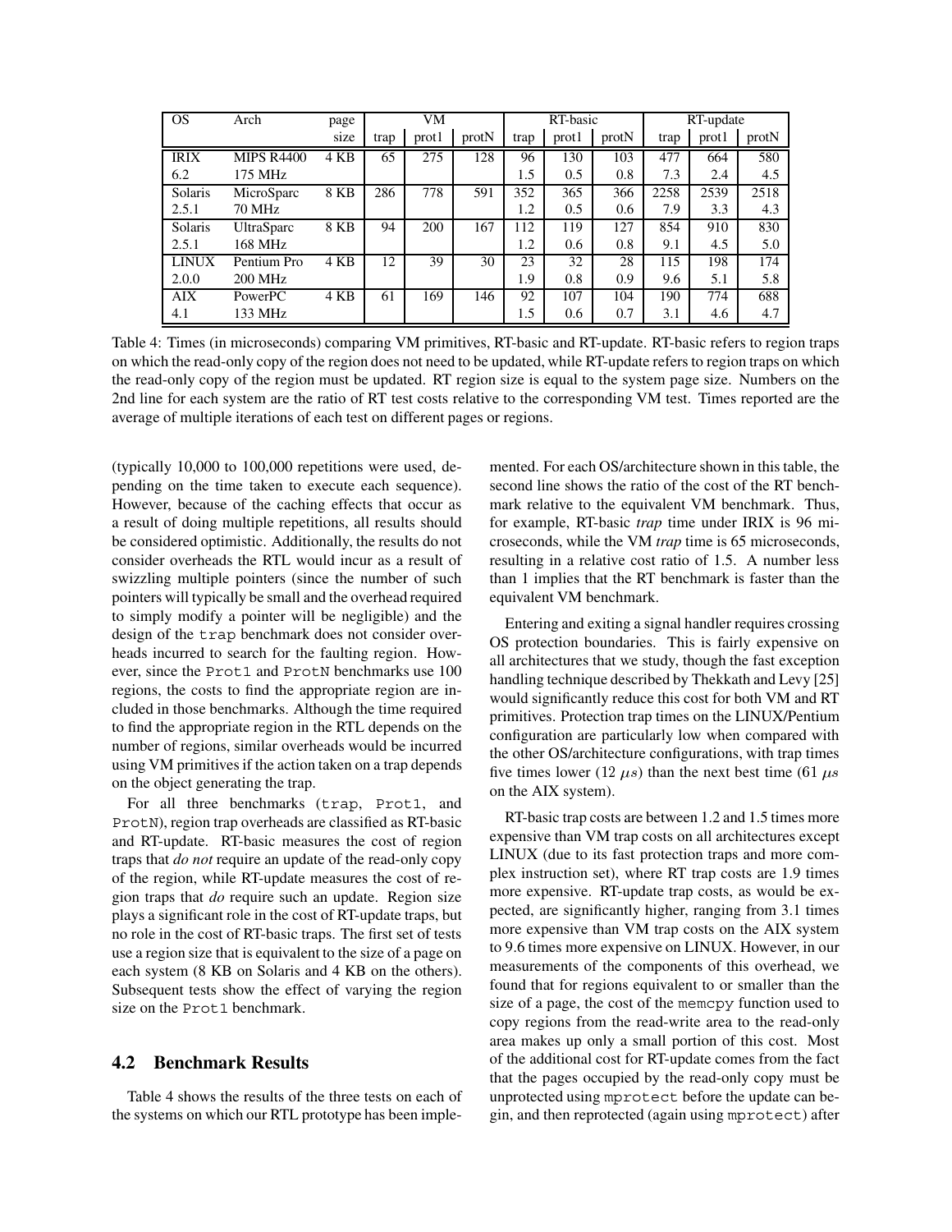| OS | Arch | page size | VM | | | RT-basic | | | RT-update | | |
|---|---|---|---|---|---|---|---|---|---|---|---|
| | | | trap | prot1 | protN | trap | prot1 | protN | trap | prot1 | protN |
| IRIX | MIPS R4400 | 4 KB | 65 | 275 | 128 | 96 | 130 | 103 | 477 | 664 | 580 |
| 6.2 | 175 MHz | | | | | 1.5 | 0.5 | 0.8 | 7.3 | 2.4 | 4.5 |
| Solaris | MicroSparc | 8 KB | 286 | 778 | 591 | 352 | 365 | 366 | 2258 | 2539 | 2518 |
| 2.5.1 | 70 MHz | | | | | 1.2 | 0.5 | 0.6 | 7.9 | 3.3 | 4.3 |
| Solaris | UltraSparc | 8 KB | 94 | 200 | 167 | 112 | 119 | 127 | 854 | 910 | 830 |
| 2.5.1 | 168 MHz | | | | | 1.2 | 0.6 | 0.8 | 9.1 | 4.5 | 5.0 |
| LINUX | Pentium Pro | 4 KB | 12 | 39 | 30 | 23 | 32 | 28 | 115 | 198 | 174 |
| 2.0.0 | 200 MHz | | | | | 1.9 | 0.8 | 0.9 | 9.6 | 5.1 | 5.8 |
| AIX | PowerPC | 4 KB | 61 | 169 | 146 | 92 | 107 | 104 | 190 | 774 | 688 |
| 4.1 | 133 MHz | | | | | 1.5 | 0.6 | 0.7 | 3.1 | 4.6 | 4.7 |

Table 4: Times (in microseconds) comparing VM primitives, RT-basic and RT-update. RT-basic refers to region traps on which the read-only copy of the region does not need to be updated, while RT-update refers to region traps on which the read-only copy of the region must be updated. RT region size is equal to the system page size. Numbers on the 2nd line for each system are the ratio of RT test costs relative to the corresponding VM test. Times reported are the average of multiple iterations of each test on different pages or regions.

(typically 10,000 to 100,000 repetitions were used, depending on the time taken to execute each sequence). However, because of the caching effects that occur as a result of doing multiple repetitions, all results should be considered optimistic. Additionally, the results do not consider overheads the RTL would incur as a result of swizzling multiple pointers (since the number of such pointers will typically be small and the overhead required to simply modify a pointer will be negligible) and the design of the `trap` benchmark does not consider overheads incurred to search for the faulting region. However, since the `Prot1` and `ProtN` benchmarks use 100 regions, the costs to find the appropriate region are included in those benchmarks. Although the time required to find the appropriate region in the RTL depends on the number of regions, similar overheads would be incurred using VM primitives if the action taken on a trap depends on the object generating the trap.

For all three benchmarks (`trap`, `Prot1`, and `ProtN`), region trap overheads are classified as RT-basic and RT-update. RT-basic measures the cost of region traps that *do not* require an update of the read-only copy of the region, while RT-update measures the cost of region traps that *do* require such an update. Region size plays a significant role in the cost of RT-update traps, but no role in the cost of RT-basic traps. The first set of tests use a region size that is equivalent to the size of a page on each system (8 KB on Solaris and 4 KB on the others). Subsequent tests show the effect of varying the region size on the `Prot1` benchmark.

## 4.2 Benchmark Results

Table 4 shows the results of the three tests on each of the systems on which our RTL prototype has been implemented. For each OS/architecture shown in this table, the second line shows the ratio of the cost of the RT benchmark relative to the equivalent VM benchmark. Thus, for example, RT-basic *trap* time under IRIX is 96 microseconds, while the VM *trap* time is 65 microseconds, resulting in a relative cost ratio of 1.5. A number less than 1 implies that the RT benchmark is faster than the equivalent VM benchmark.

Entering and exiting a signal handler requires crossing OS protection boundaries. This is fairly expensive on all architectures that we study, though the fast exception handling technique described by Thekkath and Levy [25] would significantly reduce this cost for both VM and RT primitives. Protection trap times on the LINUX/Pentium configuration are particularly low when compared with the other OS/architecture configurations, with trap times five times lower (12 $\mu s$) than the next best time (61 $\mu s$ on the AIX system).

RT-basic trap costs are between 1.2 and 1.5 times more expensive than VM trap costs on all architectures except LINUX (due to its fast protection traps and more complex instruction set), where RT trap costs are 1.9 times more expensive. RT-update trap costs, as would be expected, are significantly higher, ranging from 3.1 times more expensive than VM trap costs on the AIX system to 9.6 times more expensive on LINUX. However, in our measurements of the components of this overhead, we found that for regions equivalent to or smaller than the size of a page, the cost of the `memcpy` function used to copy regions from the read-write area to the read-only area makes up only a small portion of this cost. Most of the additional cost for RT-update comes from the fact that the pages occupied by the read-only copy must be unprotected using `mprotect` before the update can begin, and then reprotected (again using `mprotect`) after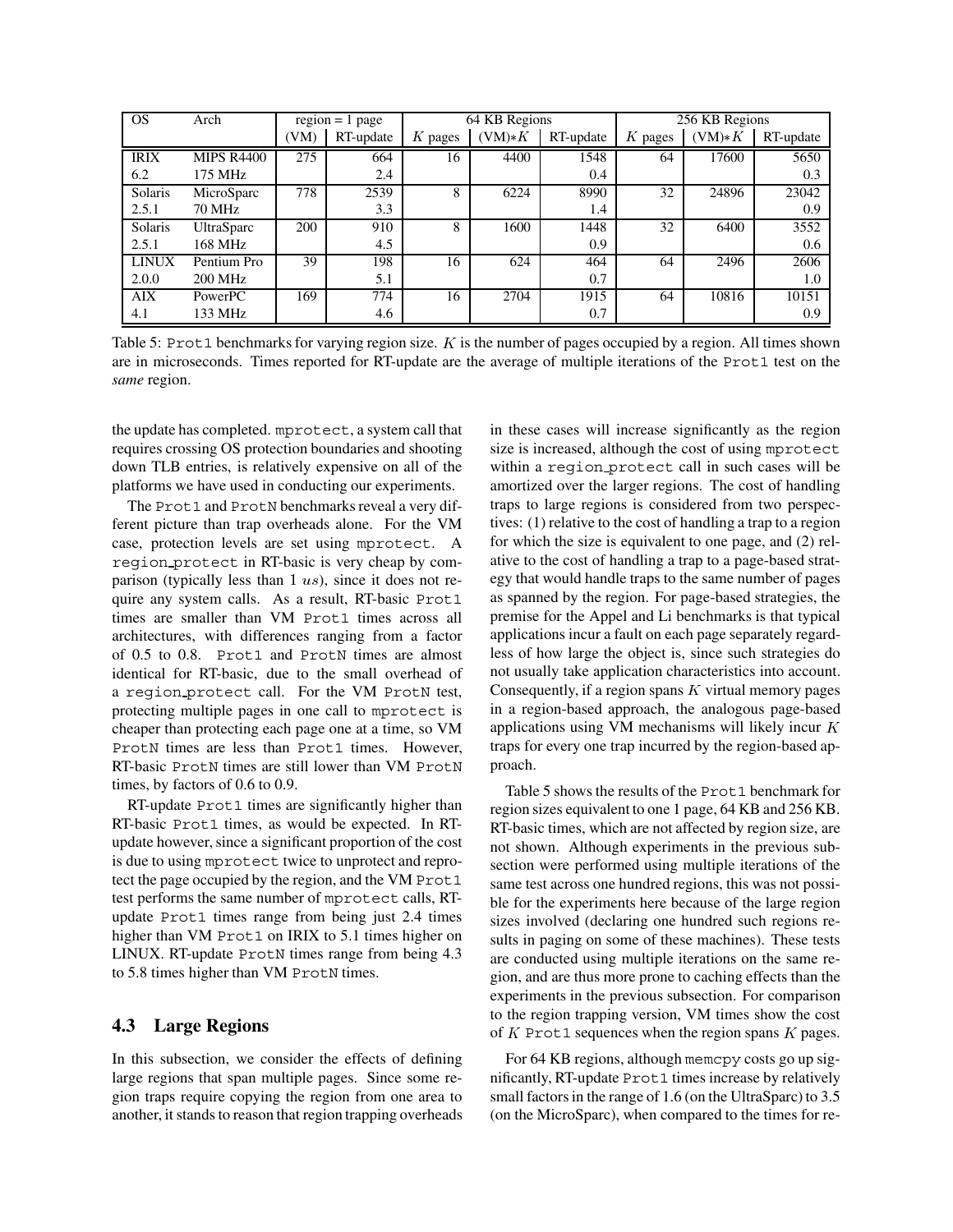| OS | Arch | region = 1 page | | 64 KB Regions | | | 256 KB Regions | | |
|---|---|---|---|---|---|---|---|---|---|
| | | (VM) | RT-update | $K$ pages | (VM)$*K$ | RT-update | $K$ pages | (VM)$*K$ | RT-update |
| IRIX | MIPS R4400 | 275 | 664 | 16 | 4400 | 1548 | 64 | 17600 | 5650 |
| 6.2 | 175 MHz | | 2.4 | | | 0.4 | | | 0.3 |
| Solaris | MicroSparc | 778 | 2539 | 8 | 6224 | 8990 | 32 | 24896 | 23042 |
| 2.5.1 | 70 MHz | | 3.3 | | | 1.4 | | | 0.9 |
| Solaris | UltraSparc | 200 | 910 | 8 | 1600 | 1448 | 32 | 6400 | 3552 |
| 2.5.1 | 168 MHz | | 4.5 | | | 0.9 | | | 0.6 |
| LINUX | Pentium Pro | 39 | 198 | 16 | 624 | 464 | 64 | 2496 | 2606 |
| 2.0.0 | 200 MHz | | 5.1 | | | 0.7 | | | 1.0 |
| AIX | PowerPC | 169 | 774 | 16 | 2704 | 1915 | 64 | 10816 | 10151 |
| 4.1 | 133 MHz | | 4.6 | | | 0.7 | | | 0.9 |

Table 5: Prot1 benchmarks for varying region size. $K$ is the number of pages occupied by a region. All times shown are in microseconds. Times reported for RT-update are the average of multiple iterations of the Prot1 test on the *same* region.

the update has completed. mprotect, a system call that requires crossing OS protection boundaries and shooting down TLB entries, is relatively expensive on all of the platforms we have used in conducting our experiments.

The Prot1 and ProtN benchmarks reveal a very different picture than trap overheads alone. For the VM case, protection levels are set using mprotect. A region_protect in RT-basic is very cheap by comparison (typically less than 1 $us$), since it does not require any system calls. As a result, RT-basic Prot1 times are smaller than VM Prot1 times across all architectures, with differences ranging from a factor of 0.5 to 0.8. Prot1 and ProtN times are almost identical for RT-basic, due to the small overhead of a region_protect call. For the VM ProtN test, protecting multiple pages in one call to mprotect is cheaper than protecting each page one at a time, so VM ProtN times are less than Prot1 times. However, RT-basic ProtN times are still lower than VM ProtN times, by factors of 0.6 to 0.9.

RT-update Prot1 times are significantly higher than RT-basic Prot1 times, as would be expected. In RT-update however, since a significant proportion of the cost is due to using mprotect twice to unprotect and reprotect the page occupied by the region, and the VM Prot1 test performs the same number of mprotect calls, RT-update Prot1 times range from being just 2.4 times higher than VM Prot1 on IRIX to 5.1 times higher on LINUX. RT-update ProtN times range from being 4.3 to 5.8 times higher than VM ProtN times.

### 4.3 Large Regions

In this subsection, we consider the effects of defining large regions that span multiple pages. Since some region traps require copying the region from one area to another, it stands to reason that region trapping overheads in these cases will increase significantly as the region size is increased, although the cost of using mprotect within a region_protect call in such cases will be amortized over the larger regions. The cost of handling traps to large regions is considered from two perspectives: (1) relative to the cost of handling a trap to a region for which the size is equivalent to one page, and (2) relative to the cost of handling a trap to a page-based strategy that would handle traps to the same number of pages as spanned by the region. For page-based strategies, the premise for the Appel and Li benchmarks is that typical applications incur a fault on each page separately regardless of how large the object is, since such strategies do not usually take application characteristics into account. Consequently, if a region spans $K$ virtual memory pages in a region-based approach, the analogous page-based applications using VM mechanisms will likely incur $K$ traps for every one trap incurred by the region-based approach.

Table 5 shows the results of the Prot1 benchmark for region sizes equivalent to one 1 page, 64 KB and 256 KB. RT-basic times, which are not affected by region size, are not shown. Although experiments in the previous subsection were performed using multiple iterations of the same test across one hundred regions, this was not possible for the experiments here because of the large region sizes involved (declaring one hundred such regions results in paging on some of these machines). These tests are conducted using multiple iterations on the same region, and are thus more prone to caching effects than the experiments in the previous subsection. For comparison to the region trapping version, VM times show the cost of $K$ Prot1 sequences when the region spans $K$ pages.

For 64 KB regions, although memcpy costs go up significantly, RT-update Prot1 times increase by relatively small factors in the range of 1.6 (on the UltraSparc) to 3.5 (on the MicroSparc), when compared to the times for re-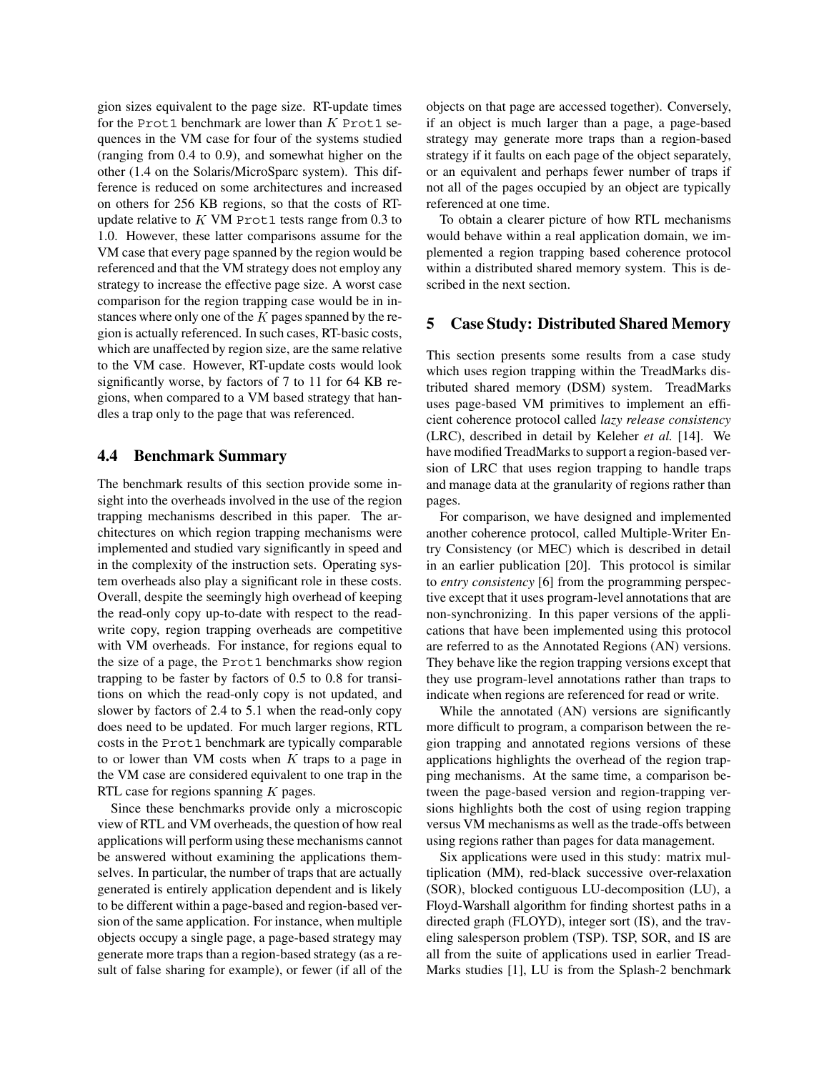gion sizes equivalent to the page size. RT-update times for the `Prot1` benchmark are lower than $K$ `Prot1` sequences in the VM case for four of the systems studied (ranging from 0.4 to 0.9), and somewhat higher on the other (1.4 on the Solaris/MicroSparc system). This difference is reduced on some architectures and increased on others for 256 KB regions, so that the costs of RT-update relative to $K$ VM `Prot1` tests range from 0.3 to 1.0. However, these latter comparisons assume for the VM case that every page spanned by the region would be referenced and that the VM strategy does not employ any strategy to increase the effective page size. A worst case comparison for the region trapping case would be in instances where only one of the $K$ pages spanned by the region is actually referenced. In such cases, RT-basic costs, which are unaffected by region size, are the same relative to the VM case. However, RT-update costs would look significantly worse, by factors of 7 to 11 for 64 KB regions, when compared to a VM based strategy that handles a trap only to the page that was referenced.

### 4.4 Benchmark Summary

The benchmark results of this section provide some insight into the overheads involved in the use of the region trapping mechanisms described in this paper. The architectures on which region trapping mechanisms were implemented and studied vary significantly in speed and in the complexity of the instruction sets. Operating system overheads also play a significant role in these costs. Overall, despite the seemingly high overhead of keeping the read-only copy up-to-date with respect to the read-write copy, region trapping overheads are competitive with VM overheads. For instance, for regions equal to the size of a page, the `Prot1` benchmarks show region trapping to be faster by factors of 0.5 to 0.8 for transitions on which the read-only copy is not updated, and slower by factors of 2.4 to 5.1 when the read-only copy does need to be updated. For much larger regions, RTL costs in the `Prot1` benchmark are typically comparable to or lower than VM costs when $K$ traps to a page in the VM case are considered equivalent to one trap in the RTL case for regions spanning $K$ pages.

Since these benchmarks provide only a microscopic view of RTL and VM overheads, the question of how real applications will perform using these mechanisms cannot be answered without examining the applications themselves. In particular, the number of traps that are actually generated is entirely application dependent and is likely to be different within a page-based and region-based version of the same application. For instance, when multiple objects occupy a single page, a page-based strategy may generate more traps than a region-based strategy (as a result of false sharing for example), or fewer (if all of the objects on that page are accessed together). Conversely, if an object is much larger than a page, a page-based strategy may generate more traps than a region-based strategy if it faults on each page of the object separately, or an equivalent and perhaps fewer number of traps if not all of the pages occupied by an object are typically referenced at one time.

To obtain a clearer picture of how RTL mechanisms would behave within a real application domain, we implemented a region trapping based coherence protocol within a distributed shared memory system. This is described in the next section.

## 5 Case Study: Distributed Shared Memory

This section presents some results from a case study which uses region trapping within the TreadMarks distributed shared memory (DSM) system. TreadMarks uses page-based VM primitives to implement an efficient coherence protocol called *lazy release consistency* (LRC), described in detail by Keleher *et al.* [14]. We have modified TreadMarks to support a region-based version of LRC that uses region trapping to handle traps and manage data at the granularity of regions rather than pages.

For comparison, we have designed and implemented another coherence protocol, called Multiple-Writer Entry Consistency (or MEC) which is described in detail in an earlier publication [20]. This protocol is similar to *entry consistency* [6] from the programming perspective except that it uses program-level annotations that are non-synchronizing. In this paper versions of the applications that have been implemented using this protocol are referred to as the Annotated Regions (AN) versions. They behave like the region trapping versions except that they use program-level annotations rather than traps to indicate when regions are referenced for read or write.

While the annotated (AN) versions are significantly more difficult to program, a comparison between the region trapping and annotated regions versions of these applications highlights the overhead of the region trapping mechanisms. At the same time, a comparison between the page-based version and region-trapping versions highlights both the cost of using region trapping versus VM mechanisms as well as the trade-offs between using regions rather than pages for data management.

Six applications were used in this study: matrix multiplication (MM), red-black successive over-relaxation (SOR), blocked contiguous LU-decomposition (LU), a Floyd-Warshall algorithm for finding shortest paths in a directed graph (FLOYD), integer sort (IS), and the traveling salesperson problem (TSP). TSP, SOR, and IS are all from the suite of applications used in earlier TreadMarks studies [1], LU is from the Splash-2 benchmark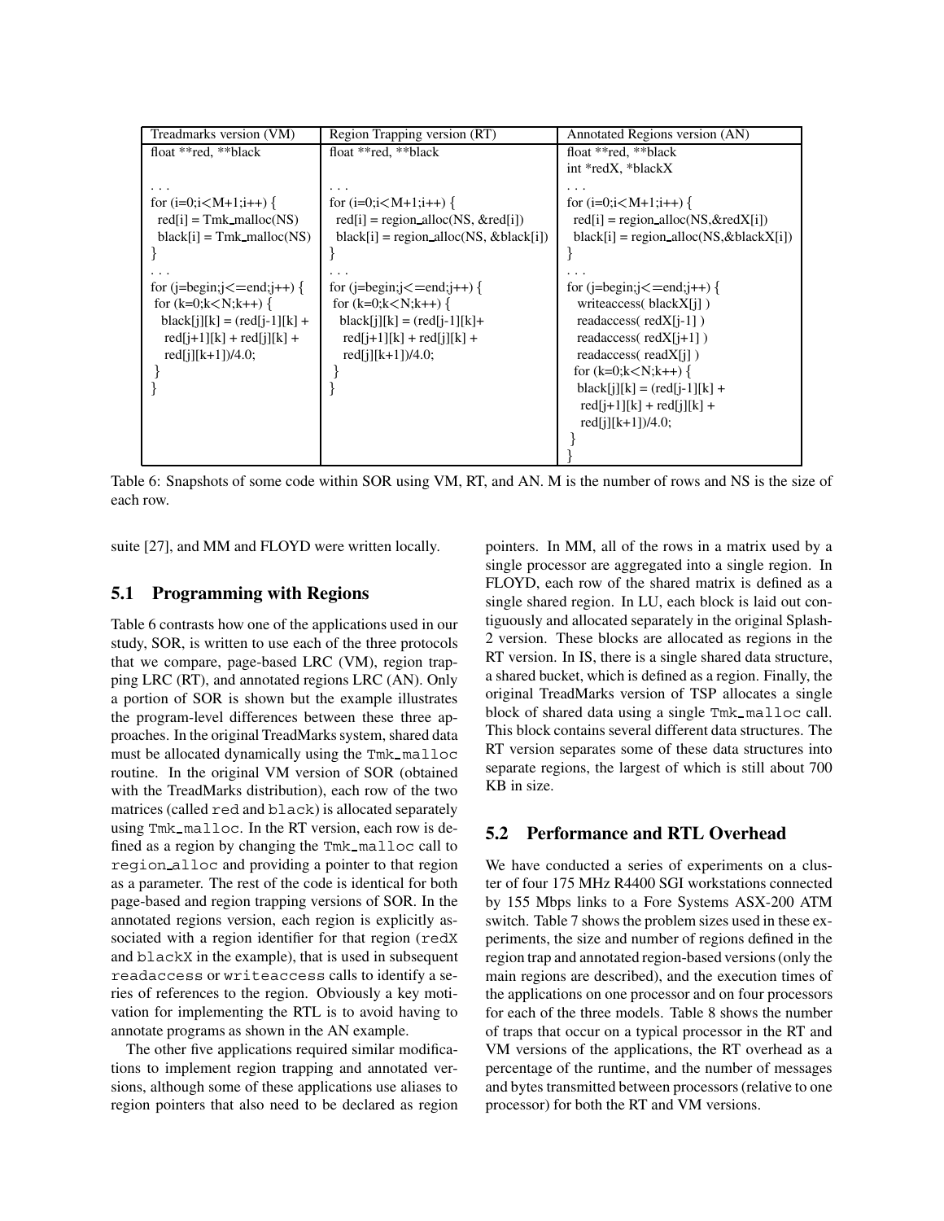| Treadmarks version (VM) | Region Trapping version (RT) | Annotated Regions version (AN) |
|---|---|---|
| float **red, **black<br><br>. . .<br>for (i=0;i<M+1;i++) {<br>  red[i] = Tmk_malloc(NS)<br>  black[i] = Tmk_malloc(NS)<br>}<br>. . .<br>for (j=begin;j<=end;j++) {<br> for (k=0;k<N;k++) {<br>  black[j][k] = (red[j-1][k] +<br>   red[j+1][k] + red[j][k] +<br>   red[j][k+1])/4.0;<br> }<br>} | float **red, **black<br><br>. . .<br>for (i=0;i<M+1;i++) {<br>  red[i] = region_alloc(NS, &red[i])<br>  black[i] = region_alloc(NS, &black[i])<br>}<br>. . .<br>for (j=begin;j<=end;j++) {<br> for (k=0;k<N;k++) {<br>  black[j][k] = (red[j-1][k]+<br>   red[j+1][k] + red[j][k] +<br>   red[j][k+1])/4.0;<br> }<br>} | float **red, **black<br>int *redX, *blackX<br>. . .<br>for (i=0;i<M+1;i++) {<br>  red[i] = region_alloc(NS,&redX[i])<br>  black[i] = region_alloc(NS,&blackX[i])<br>}<br>. . .<br>for (j=begin;j<=end;j++) {<br>  writeaccess( blackX[j] )<br>  readaccess( redX[j-1] )<br>  readaccess( redX[j+1] )<br>  readaccess( readX[j] )<br>  for (k=0;k<N;k++) {<br>   black[j][k] = (red[j-1][k] +<br>    red[j+1][k] + red[j][k] +<br>    red[j][k+1])/4.0;<br>  }<br>} |

Table 6: Snapshots of some code within SOR using VM, RT, and AN. M is the number of rows and NS is the size of each row.

suite [27], and MM and FLOYD were written locally.

## 5.1 Programming with Regions

Table 6 contrasts how one of the applications used in our study, SOR, is written to use each of the three protocols that we compare, page-based LRC (VM), region trapping LRC (RT), and annotated regions LRC (AN). Only a portion of SOR is shown but the example illustrates the program-level differences between these three approaches. In the original TreadMarks system, shared data must be allocated dynamically using the `Tmk_malloc` routine. In the original VM version of SOR (obtained with the TreadMarks distribution), each row of the two matrices (called `red` and `black`) is allocated separately using `Tmk_malloc`. In the RT version, each row is defined as a region by changing the `Tmk_malloc` call to `region_alloc` and providing a pointer to that region as a parameter. The rest of the code is identical for both page-based and region trapping versions of SOR. In the annotated regions version, each region is explicitly associated with a region identifier for that region (`redX` and `blackX` in the example), that is used in subsequent `readaccess` or `writeaccess` calls to identify a series of references to the region. Obviously a key motivation for implementing the RTL is to avoid having to annotate programs as shown in the AN example.

The other five applications required similar modifications to implement region trapping and annotated versions, although some of these applications use aliases to region pointers that also need to be declared as region pointers. In MM, all of the rows in a matrix used by a single processor are aggregated into a single region. In FLOYD, each row of the shared matrix is defined as a single shared region. In LU, each block is laid out contiguously and allocated separately in the original Splash-2 version. These blocks are allocated as regions in the RT version. In IS, there is a single shared data structure, a shared bucket, which is defined as a region. Finally, the original TreadMarks version of TSP allocates a single block of shared data using a single `Tmk_malloc` call. This block contains several different data structures. The RT version separates some of these data structures into separate regions, the largest of which is still about 700 KB in size.

## 5.2 Performance and RTL Overhead

We have conducted a series of experiments on a cluster of four 175 MHz R4400 SGI workstations connected by 155 Mbps links to a Fore Systems ASX-200 ATM switch. Table 7 shows the problem sizes used in these experiments, the size and number of regions defined in the region trap and annotated region-based versions (only the main regions are described), and the execution times of the applications on one processor and on four processors for each of the three models. Table 8 shows the number of traps that occur on a typical processor in the RT and VM versions of the applications, the RT overhead as a percentage of the runtime, and the number of messages and bytes transmitted between processors (relative to one processor) for both the RT and VM versions.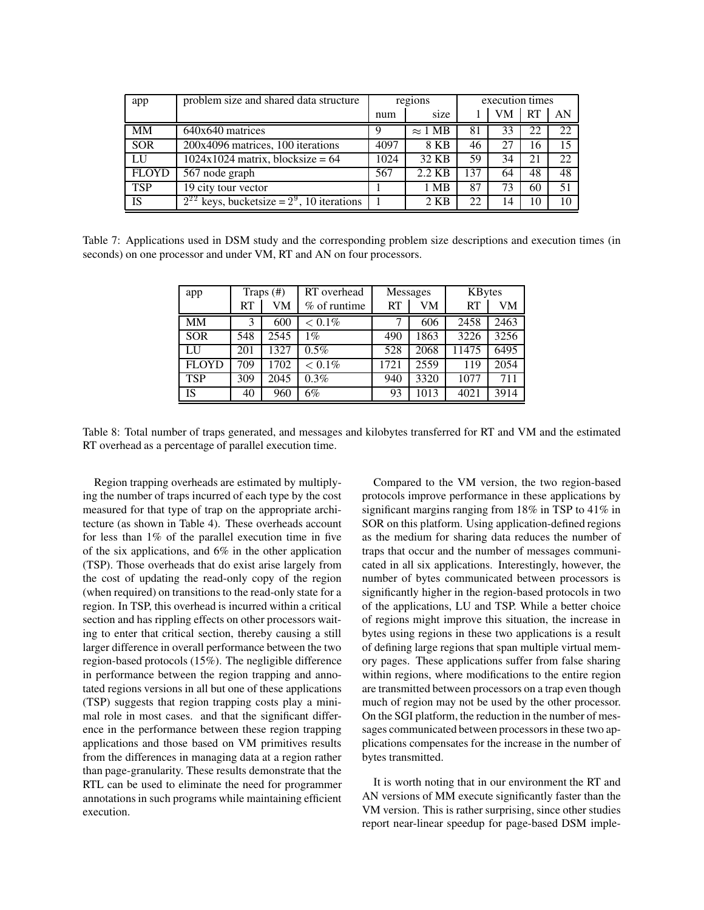| app | problem size and shared data structure | regions | | execution times | | | |
|---|---|---|---|---|---|---|---|
| | | num | size | 1 | VM | RT | AN |
| MM | 640x640 matrices | 9 | $\approx 1$ MB | 81 | 33 | 22 | 22 |
| SOR | 200x4096 matrices, 100 iterations | 4097 | 8 KB | 46 | 27 | 16 | 15 |
| LU | 1024x1024 matrix, blocksize = 64 | 1024 | 32 KB | 59 | 34 | 21 | 22 |
| FLOYD | 567 node graph | 567 | 2.2 KB | 137 | 64 | 48 | 48 |
| TSP | 19 city tour vector | 1 | 1 MB | 87 | 73 | 60 | 51 |
| IS | $2^{22}$ keys, bucketsize = $2^9$, 10 iterations | 1 | 2 KB | 22 | 14 | 10 | 10 |

Table 7: Applications used in DSM study and the corresponding problem size descriptions and execution times (in seconds) on one processor and under VM, RT and AN on four processors.

| app | Traps (#) | | RT overhead | Messages | | KBytes | |
|---|---|---|---|---|---|---|---|
| | RT | VM | % of runtime | RT | VM | RT | VM |
| MM | 3 | 600 | $< 0.1\%$ | 7 | 606 | 2458 | 2463 |
| SOR | 548 | 2545 | 1% | 490 | 1863 | 3226 | 3256 |
| LU | 201 | 1327 | 0.5% | 528 | 2068 | 11475 | 6495 |
| FLOYD | 709 | 1702 | $< 0.1\%$ | 1721 | 2559 | 119 | 2054 |
| TSP | 309 | 2045 | 0.3% | 940 | 3320 | 1077 | 711 |
| IS | 40 | 960 | 6% | 93 | 1013 | 4021 | 3914 |

Table 8: Total number of traps generated, and messages and kilobytes transferred for RT and VM and the estimated RT overhead as a percentage of parallel execution time.

Region trapping overheads are estimated by multiplying the number of traps incurred of each type by the cost measured for that type of trap on the appropriate architecture (as shown in Table 4). These overheads account for less than 1% of the parallel execution time in five of the six applications, and 6% in the other application (TSP). Those overheads that do exist arise largely from the cost of updating the read-only copy of the region (when required) on transitions to the read-only state for a region. In TSP, this overhead is incurred within a critical section and has rippling effects on other processors waiting to enter that critical section, thereby causing a still larger difference in overall performance between the two region-based protocols (15%). The negligible difference in performance between the region trapping and annotated regions versions in all but one of these applications (TSP) suggests that region trapping costs play a minimal role in most cases. and that the significant difference in the performance between these region trapping applications and those based on VM primitives results from the differences in managing data at a region rather than page-granularity. These results demonstrate that the RTL can be used to eliminate the need for programmer annotations in such programs while maintaining efficient execution.

Compared to the VM version, the two region-based protocols improve performance in these applications by significant margins ranging from 18% in TSP to 41% in SOR on this platform. Using application-defined regions as the medium for sharing data reduces the number of traps that occur and the number of messages communicated in all six applications. Interestingly, however, the number of bytes communicated between processors is significantly higher in the region-based protocols in two of the applications, LU and TSP. While a better choice of regions might improve this situation, the increase in bytes using regions in these two applications is a result of defining large regions that span multiple virtual memory pages. These applications suffer from false sharing within regions, where modifications to the entire region are transmitted between processors on a trap even though much of region may not be used by the other processor. On the SGI platform, the reduction in the number of messages communicated between processors in these two applications compensates for the increase in the number of bytes transmitted.

It is worth noting that in our environment the RT and AN versions of MM execute significantly faster than the VM version. This is rather surprising, since other studies report near-linear speedup for page-based DSM imple-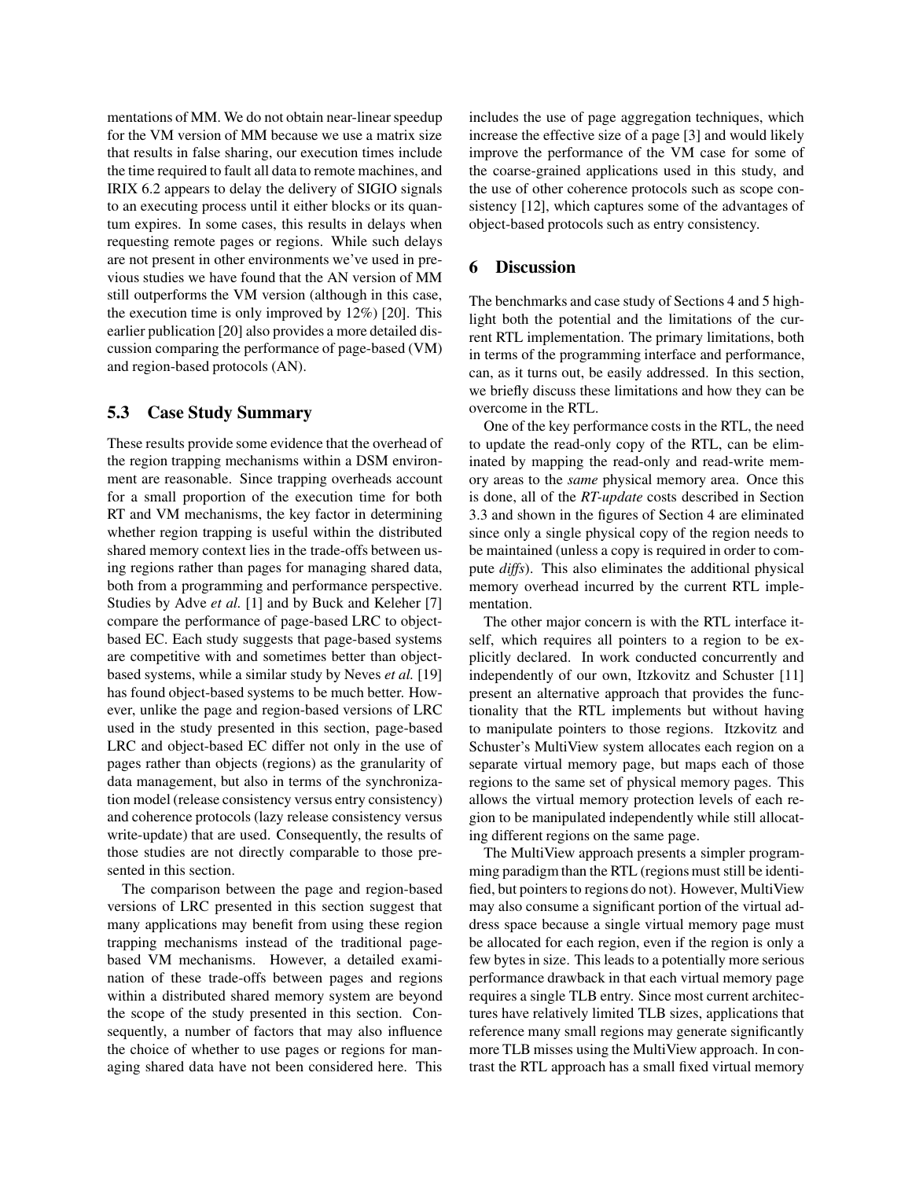mentations of MM. We do not obtain near-linear speedup for the VM version of MM because we use a matrix size that results in false sharing, our execution times include the time required to fault all data to remote machines, and IRIX 6.2 appears to delay the delivery of SIGIO signals to an executing process until it either blocks or its quantum expires. In some cases, this results in delays when requesting remote pages or regions. While such delays are not present in other environments we've used in previous studies we have found that the AN version of MM still outperforms the VM version (although in this case, the execution time is only improved by 12%) [20]. This earlier publication [20] also provides a more detailed discussion comparing the performance of page-based (VM) and region-based protocols (AN).

### 5.3 Case Study Summary

These results provide some evidence that the overhead of the region trapping mechanisms within a DSM environment are reasonable. Since trapping overheads account for a small proportion of the execution time for both RT and VM mechanisms, the key factor in determining whether region trapping is useful within the distributed shared memory context lies in the trade-offs between using regions rather than pages for managing shared data, both from a programming and performance perspective. Studies by Adve *et al.* [1] and by Buck and Keleher [7] compare the performance of page-based LRC to object-based EC. Each study suggests that page-based systems are competitive with and sometimes better than object-based systems, while a similar study by Neves *et al.* [19] has found object-based systems to be much better. However, unlike the page and region-based versions of LRC used in the study presented in this section, page-based LRC and object-based EC differ not only in the use of pages rather than objects (regions) as the granularity of data management, but also in terms of the synchronization model (release consistency versus entry consistency) and coherence protocols (lazy release consistency versus write-update) that are used. Consequently, the results of those studies are not directly comparable to those presented in this section.

The comparison between the page and region-based versions of LRC presented in this section suggest that many applications may benefit from using these region trapping mechanisms instead of the traditional page-based VM mechanisms. However, a detailed examination of these trade-offs between pages and regions within a distributed shared memory system are beyond the scope of the study presented in this section. Consequently, a number of factors that may also influence the choice of whether to use pages or regions for managing shared data have not been considered here. This includes the use of page aggregation techniques, which increase the effective size of a page [3] and would likely improve the performance of the VM case for some of the coarse-grained applications used in this study, and the use of other coherence protocols such as scope consistency [12], which captures some of the advantages of object-based protocols such as entry consistency.

## 6 Discussion

The benchmarks and case study of Sections 4 and 5 highlight both the potential and the limitations of the current RTL implementation. The primary limitations, both in terms of the programming interface and performance, can, as it turns out, be easily addressed. In this section, we briefly discuss these limitations and how they can be overcome in the RTL.

One of the key performance costs in the RTL, the need to update the read-only copy of the RTL, can be eliminated by mapping the read-only and read-write memory areas to the *same* physical memory area. Once this is done, all of the *RT-update* costs described in Section 3.3 and shown in the figures of Section 4 are eliminated since only a single physical copy of the region needs to be maintained (unless a copy is required in order to compute *diffs*). This also eliminates the additional physical memory overhead incurred by the current RTL implementation.

The other major concern is with the RTL interface itself, which requires all pointers to a region to be explicitly declared. In work conducted concurrently and independently of our own, Itzkovitz and Schuster [11] present an alternative approach that provides the functionality that the RTL implements but without having to manipulate pointers to those regions. Itzkovitz and Schuster's MultiView system allocates each region on a separate virtual memory page, but maps each of those regions to the same set of physical memory pages. This allows the virtual memory protection levels of each region to be manipulated independently while still allocating different regions on the same page.

The MultiView approach presents a simpler programming paradigm than the RTL (regions must still be identified, but pointers to regions do not). However, MultiView may also consume a significant portion of the virtual address space because a single virtual memory page must be allocated for each region, even if the region is only a few bytes in size. This leads to a potentially more serious performance drawback in that each virtual memory page requires a single TLB entry. Since most current architectures have relatively limited TLB sizes, applications that reference many small regions may generate significantly more TLB misses using the MultiView approach. In contrast the RTL approach has a small fixed virtual memory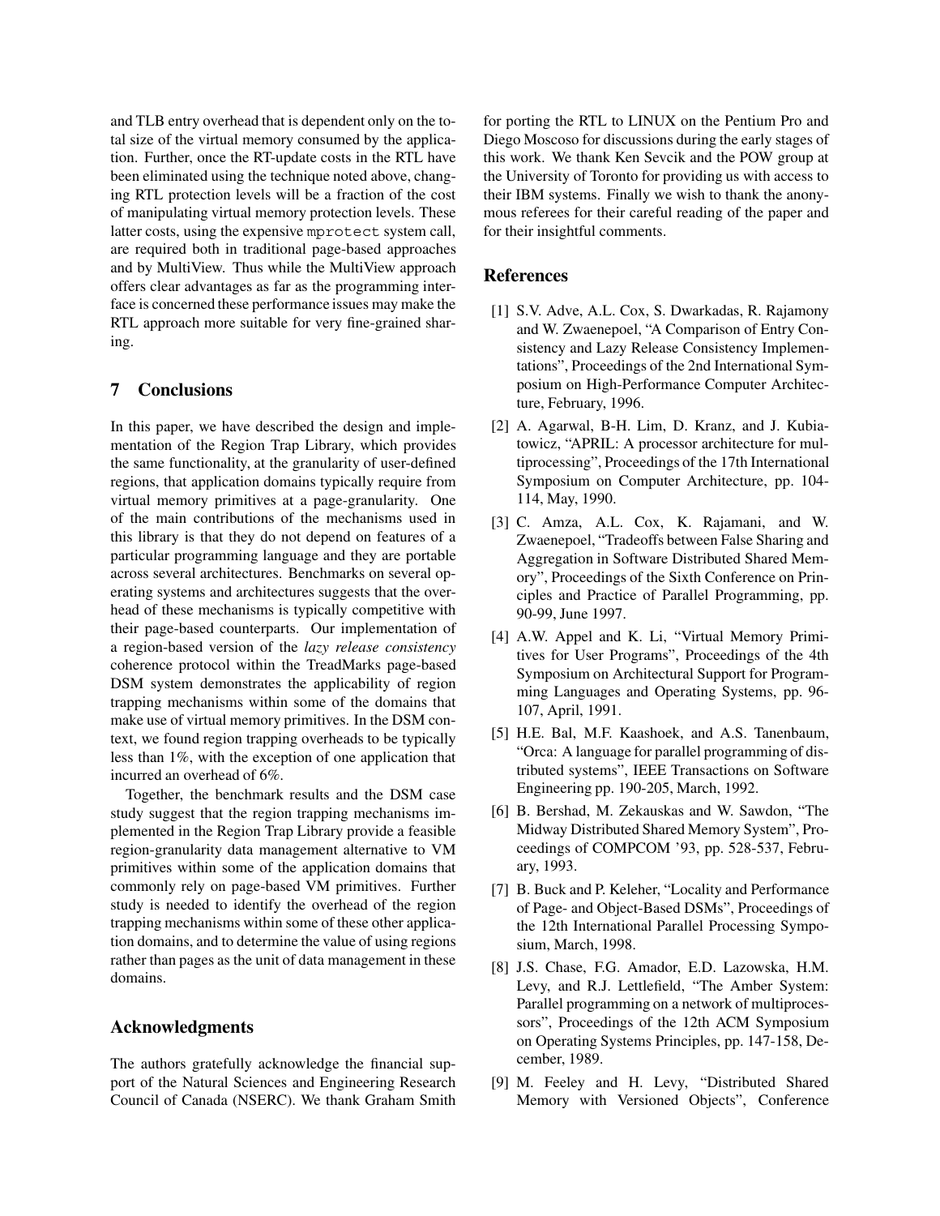and TLB entry overhead that is dependent only on the total size of the virtual memory consumed by the application. Further, once the RT-update costs in the RTL have been eliminated using the technique noted above, changing RTL protection levels will be a fraction of the cost of manipulating virtual memory protection levels. These latter costs, using the expensive `mprotect` system call, are required both in traditional page-based approaches and by MultiView. Thus while the MultiView approach offers clear advantages as far as the programming interface is concerned these performance issues may make the RTL approach more suitable for very fine-grained sharing.

## 7 Conclusions

In this paper, we have described the design and implementation of the Region Trap Library, which provides the same functionality, at the granularity of user-defined regions, that application domains typically require from virtual memory primitives at a page-granularity. One of the main contributions of the mechanisms used in this library is that they do not depend on features of a particular programming language and they are portable across several architectures. Benchmarks on several operating systems and architectures suggests that the overhead of these mechanisms is typically competitive with their page-based counterparts. Our implementation of a region-based version of the *lazy release consistency* coherence protocol within the TreadMarks page-based DSM system demonstrates the applicability of region trapping mechanisms within some of the domains that make use of virtual memory primitives. In the DSM context, we found region trapping overheads to be typically less than 1%, with the exception of one application that incurred an overhead of 6%.

Together, the benchmark results and the DSM case study suggest that the region trapping mechanisms implemented in the Region Trap Library provide a feasible region-granularity data management alternative to VM primitives within some of the application domains that commonly rely on page-based VM primitives. Further study is needed to identify the overhead of the region trapping mechanisms within some of these other application domains, and to determine the value of using regions rather than pages as the unit of data management in these domains.

## Acknowledgments

The authors gratefully acknowledge the financial support of the Natural Sciences and Engineering Research Council of Canada (NSERC). We thank Graham Smith for porting the RTL to LINUX on the Pentium Pro and Diego Moscoso for discussions during the early stages of this work. We thank Ken Sevcik and the POW group at the University of Toronto for providing us with access to their IBM systems. Finally we wish to thank the anonymous referees for their careful reading of the paper and for their insightful comments.

## References

[1] S.V. Adve, A.L. Cox, S. Dwarkadas, R. Rajamony and W. Zwaenepoel, "A Comparison of Entry Consistency and Lazy Release Consistency Implementations", Proceedings of the 2nd International Symposium on High-Performance Computer Architecture, February, 1996.

[2] A. Agarwal, B-H. Lim, D. Kranz, and J. Kubiatowicz, "APRIL: A processor architecture for multiprocessing", Proceedings of the 17th International Symposium on Computer Architecture, pp. 104-114, May, 1990.

[3] C. Amza, A.L. Cox, K. Rajamani, and W. Zwaenepoel, "Tradeoffs between False Sharing and Aggregation in Software Distributed Shared Memory", Proceedings of the Sixth Conference on Principles and Practice of Parallel Programming, pp. 90-99, June 1997.

[4] A.W. Appel and K. Li, "Virtual Memory Primitives for User Programs", Proceedings of the 4th Symposium on Architectural Support for Programming Languages and Operating Systems, pp. 96-107, April, 1991.

[5] H.E. Bal, M.F. Kaashoek, and A.S. Tanenbaum, "Orca: A language for parallel programming of distributed systems", IEEE Transactions on Software Engineering pp. 190-205, March, 1992.

[6] B. Bershad, M. Zekauskas and W. Sawdon, "The Midway Distributed Shared Memory System", Proceedings of COMPCOM '93, pp. 528-537, February, 1993.

[7] B. Buck and P. Keleher, "Locality and Performance of Page- and Object-Based DSMs", Proceedings of the 12th International Parallel Processing Symposium, March, 1998.

[8] J.S. Chase, F.G. Amador, E.D. Lazowska, H.M. Levy, and R.J. Lettlefield, "The Amber System: Parallel programming on a network of multiprocessors", Proceedings of the 12th ACM Symposium on Operating Systems Principles, pp. 147-158, December, 1989.

[9] M. Feeley and H. Levy, "Distributed Shared Memory with Versioned Objects", Conference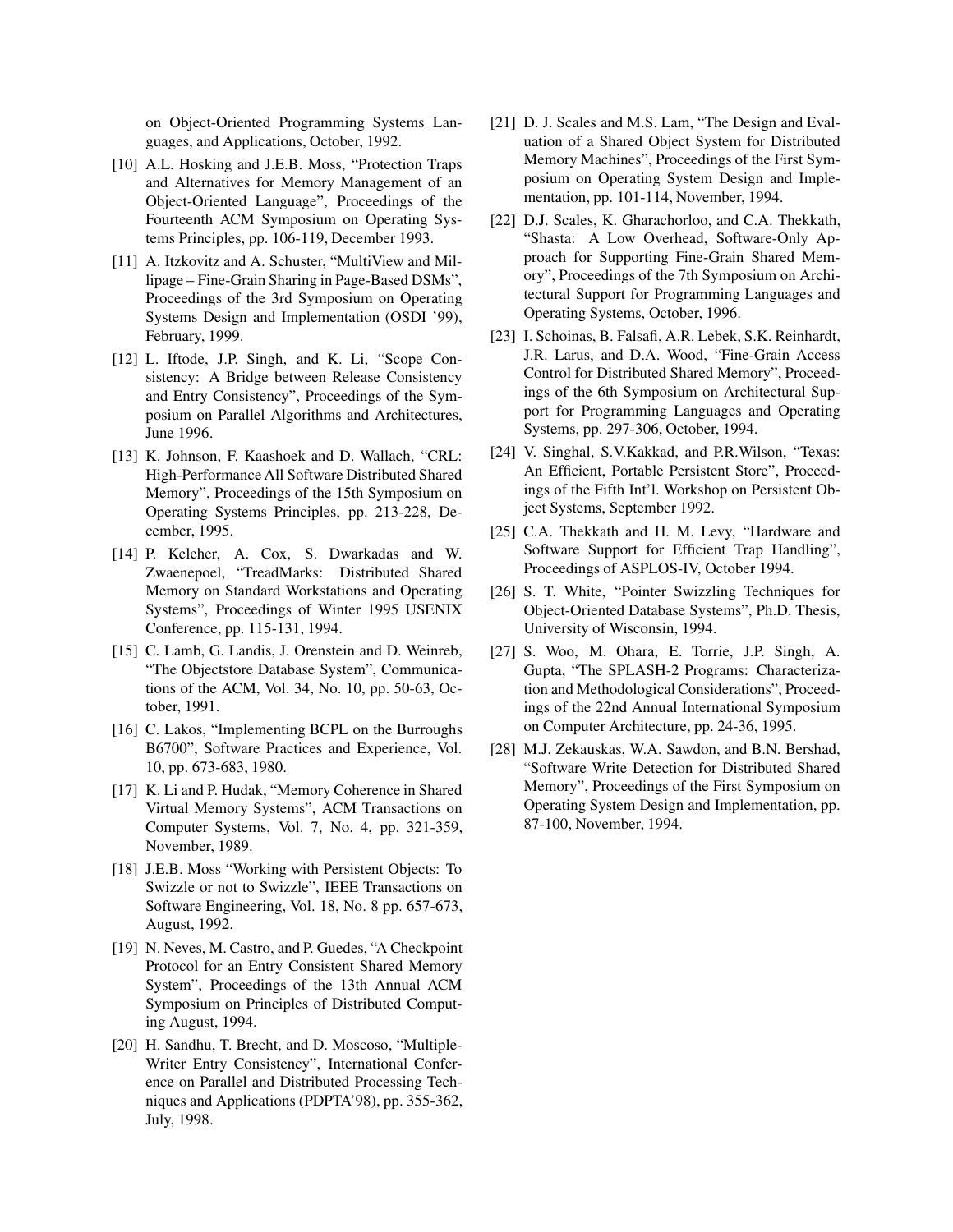on Object-Oriented Programming Systems Languages, and Applications, October, 1992.

[10] A.L. Hosking and J.E.B. Moss, “Protection Traps and Alternatives for Memory Management of an Object-Oriented Language”, Proceedings of the Fourteenth ACM Symposium on Operating Systems Principles, pp. 106-119, December 1993.

[11] A. Itzkovitz and A. Schuster, “MultiView and Millipage – Fine-Grain Sharing in Page-Based DSMs”, Proceedings of the 3rd Symposium on Operating Systems Design and Implementation (OSDI ’99), February, 1999.

[12] L. Iftode, J.P. Singh, and K. Li, “Scope Consistency: A Bridge between Release Consistency and Entry Consistency”, Proceedings of the Symposium on Parallel Algorithms and Architectures, June 1996.

[13] K. Johnson, F. Kaashoek and D. Wallach, “CRL: High-Performance All Software Distributed Shared Memory”, Proceedings of the 15th Symposium on Operating Systems Principles, pp. 213-228, December, 1995.

[14] P. Keleher, A. Cox, S. Dwarkadas and W. Zwaenepoel, “TreadMarks: Distributed Shared Memory on Standard Workstations and Operating Systems”, Proceedings of Winter 1995 USENIX Conference, pp. 115-131, 1994.

[15] C. Lamb, G. Landis, J. Orenstein and D. Weinreb, “The Objectstore Database System”, Communications of the ACM, Vol. 34, No. 10, pp. 50-63, October, 1991.

[16] C. Lakos, “Implementing BCPL on the Burroughs B6700”, Software Practices and Experience, Vol. 10, pp. 673-683, 1980.

[17] K. Li and P. Hudak, “Memory Coherence in Shared Virtual Memory Systems”, ACM Transactions on Computer Systems, Vol. 7, No. 4, pp. 321-359, November, 1989.

[18] J.E.B. Moss “Working with Persistent Objects: To Swizzle or not to Swizzle”, IEEE Transactions on Software Engineering, Vol. 18, No. 8 pp. 657-673, August, 1992.

[19] N. Neves, M. Castro, and P. Guedes, “A Checkpoint Protocol for an Entry Consistent Shared Memory System”, Proceedings of the 13th Annual ACM Symposium on Principles of Distributed Computing August, 1994.

[20] H. Sandhu, T. Brecht, and D. Moscoso, “Multiple-Writer Entry Consistency”, International Conference on Parallel and Distributed Processing Techniques and Applications (PDPTA’98), pp. 355-362, July, 1998.

[21] D. J. Scales and M.S. Lam, “The Design and Evaluation of a Shared Object System for Distributed Memory Machines”, Proceedings of the First Symposium on Operating System Design and Implementation, pp. 101-114, November, 1994.

[22] D.J. Scales, K. Gharachorloo, and C.A. Thekkath, “Shasta: A Low Overhead, Software-Only Approach for Supporting Fine-Grain Shared Memory”, Proceedings of the 7th Symposium on Architectural Support for Programming Languages and Operating Systems, October, 1996.

[23] I. Schoinas, B. Falsafi, A.R. Lebek, S.K. Reinhardt, J.R. Larus, and D.A. Wood, “Fine-Grain Access Control for Distributed Shared Memory”, Proceedings of the 6th Symposium on Architectural Support for Programming Languages and Operating Systems, pp. 297-306, October, 1994.

[24] V. Singhal, S.V.Kakkad, and P.R.Wilson, “Texas: An Efficient, Portable Persistent Store”, Proceedings of the Fifth Int’l. Workshop on Persistent Object Systems, September 1992.

[25] C.A. Thekkath and H. M. Levy, “Hardware and Software Support for Efficient Trap Handling”, Proceedings of ASPLOS-IV, October 1994.

[26] S. T. White, “Pointer Swizzling Techniques for Object-Oriented Database Systems”, Ph.D. Thesis, University of Wisconsin, 1994.

[27] S. Woo, M. Ohara, E. Torrie, J.P. Singh, A. Gupta, “The SPLASH-2 Programs: Characterization and Methodological Considerations”, Proceedings of the 22nd Annual International Symposium on Computer Architecture, pp. 24-36, 1995.

[28] M.J. Zekauskas, W.A. Sawdon, and B.N. Bershad, “Software Write Detection for Distributed Shared Memory”, Proceedings of the First Symposium on Operating System Design and Implementation, pp. 87-100, November, 1994.